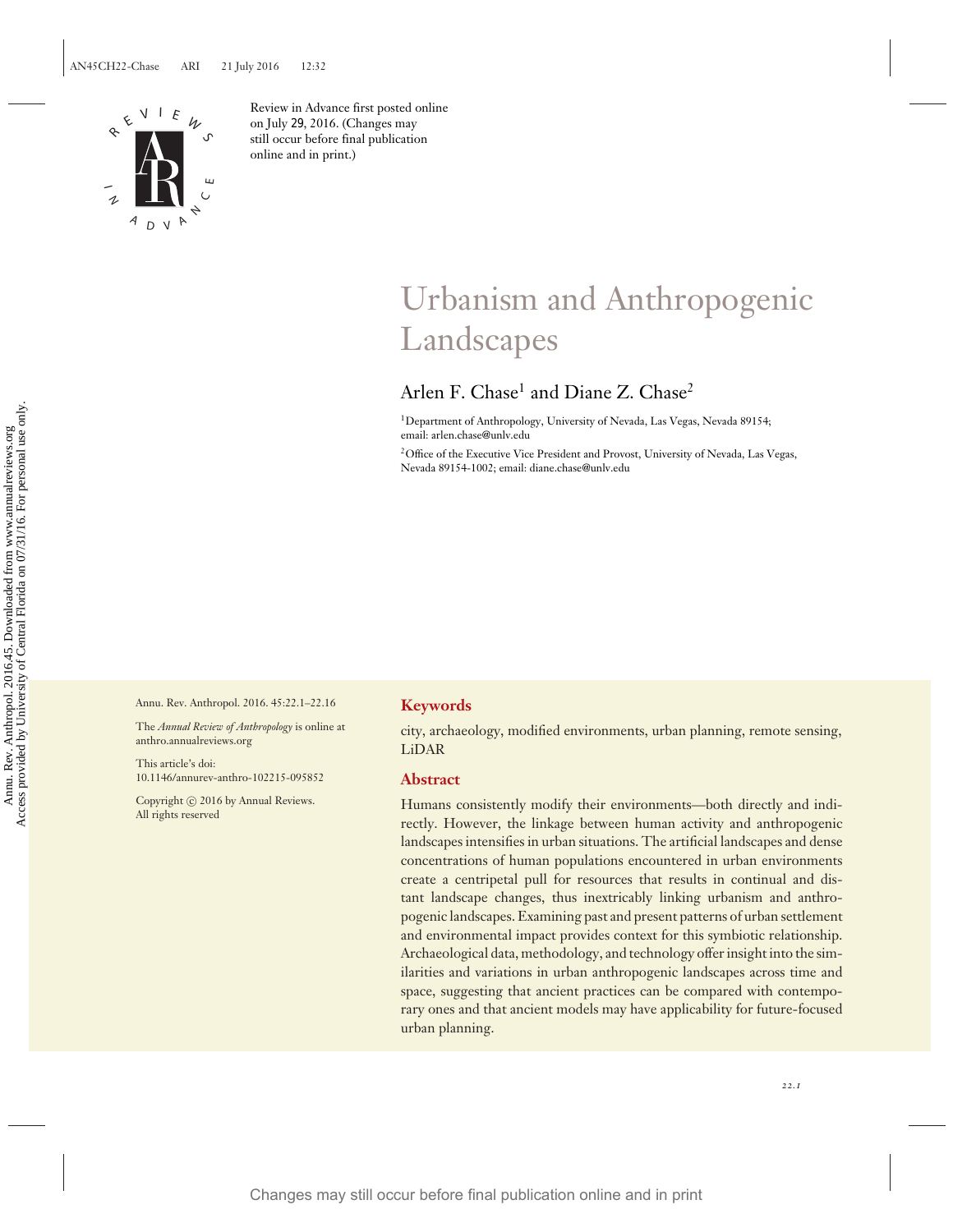Review in Advance first posted online on July 29, 2016. (Changes may still occur before final publication online and in print.)

# Urbanism and Anthropogenic Landscapes

Arlen F. Chase[1] and Diane Z. Chase[2]

[1]Department of Anthropology, University of Nevada, Las Vegas, Nevada 89154; email: arlen.chase@unlv.edu

[2]Office of the Executive Vice President and Provost, University of Nevada, Las Vegas, Nevada 89154-1002; email: diane.chase@unlv.edu

Annu. Rev. Anthropol. 2016. 45:22.1–22.16

The *Annual Review of Anthropology* is online at anthro.annualreviews.org

This article's doi: 10.1146/annurev-anthro-102215-095852

Copyright © 2016 by Annual Reviews. All rights reserved

## Keywords

city, archaeology, modified environments, urban planning, remote sensing, LiDAR

## Abstract

Humans consistently modify their environments—both directly and indirectly. However, the linkage between human activity and anthropogenic landscapes intensifies in urban situations. The artificial landscapes and dense concentrations of human populations encountered in urban environments create a centripetal pull for resources that results in continual and distant landscape changes, thus inextricably linking urbanism and anthropogenic landscapes. Examining past and present patterns of urban settlement and environmental impact provides context for this symbiotic relationship. Archaeological data, methodology, and technology offer insight into the similarities and variations in urban anthropogenic landscapes across time and space, suggesting that ancient practices can be compared with contemporary ones and that ancient models may have applicability for future-focused urban planning.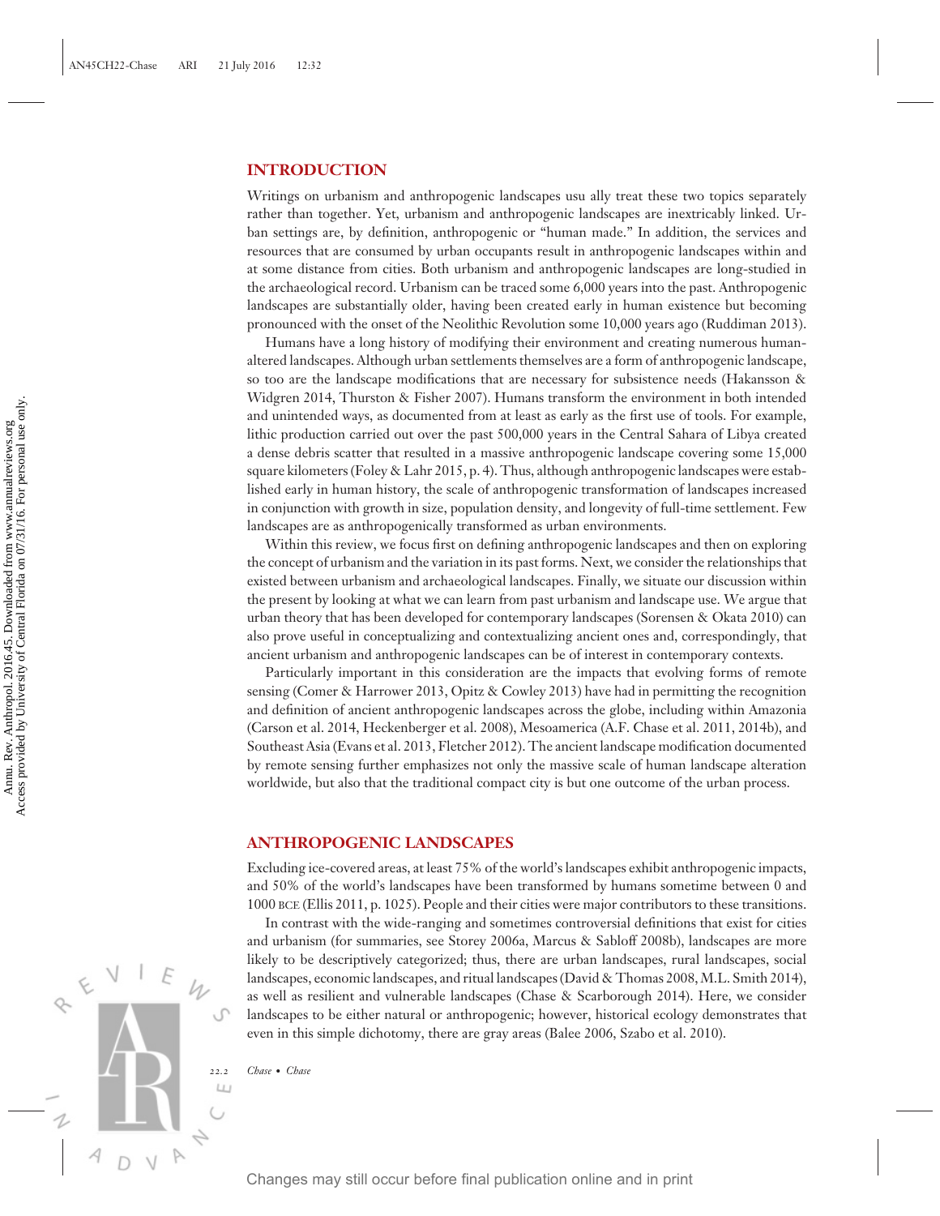## INTRODUCTION

Writings on urbanism and anthropogenic landscapes usu ally treat these two topics separately rather than together. Yet, urbanism and anthropogenic landscapes are inextricably linked. Urban settings are, by definition, anthropogenic or "human made." In addition, the services and resources that are consumed by urban occupants result in anthropogenic landscapes within and at some distance from cities. Both urbanism and anthropogenic landscapes are long-studied in the archaeological record. Urbanism can be traced some 6,000 years into the past. Anthropogenic landscapes are substantially older, having been created early in human existence but becoming pronounced with the onset of the Neolithic Revolution some 10,000 years ago (Ruddiman 2013).

Humans have a long history of modifying their environment and creating numerous human-altered landscapes. Although urban settlements themselves are a form of anthropogenic landscape, so too are the landscape modifications that are necessary for subsistence needs (Hakansson & Widgren 2014, Thurston & Fisher 2007). Humans transform the environment in both intended and unintended ways, as documented from at least as early as the first use of tools. For example, lithic production carried out over the past 500,000 years in the Central Sahara of Libya created a dense debris scatter that resulted in a massive anthropogenic landscape covering some 15,000 square kilometers (Foley & Lahr 2015, p. 4). Thus, although anthropogenic landscapes were established early in human history, the scale of anthropogenic transformation of landscapes increased in conjunction with growth in size, population density, and longevity of full-time settlement. Few landscapes are as anthropogenically transformed as urban environments.

Within this review, we focus first on defining anthropogenic landscapes and then on exploring the concept of urbanism and the variation in its past forms. Next, we consider the relationships that existed between urbanism and archaeological landscapes. Finally, we situate our discussion within the present by looking at what we can learn from past urbanism and landscape use. We argue that urban theory that has been developed for contemporary landscapes (Sorensen & Okata 2010) can also prove useful in conceptualizing and contextualizing ancient ones and, correspondingly, that ancient urbanism and anthropogenic landscapes can be of interest in contemporary contexts.

Particularly important in this consideration are the impacts that evolving forms of remote sensing (Comer & Harrower 2013, Opitz & Cowley 2013) have had in permitting the recognition and definition of ancient anthropogenic landscapes across the globe, including within Amazonia (Carson et al. 2014, Heckenberger et al. 2008), Mesoamerica (A.F. Chase et al. 2011, 2014b), and Southeast Asia (Evans et al. 2013, Fletcher 2012). The ancient landscape modification documented by remote sensing further emphasizes not only the massive scale of human landscape alteration worldwide, but also that the traditional compact city is but one outcome of the urban process.

## ANTHROPOGENIC LANDSCAPES

Excluding ice-covered areas, at least 75% of the world's landscapes exhibit anthropogenic impacts, and 50% of the world's landscapes have been transformed by humans sometime between 0 and 1000 BCE (Ellis 2011, p. 1025). People and their cities were major contributors to these transitions.

In contrast with the wide-ranging and sometimes controversial definitions that exist for cities and urbanism (for summaries, see Storey 2006a, Marcus & Sabloff 2008b), landscapes are more likely to be descriptively categorized; thus, there are urban landscapes, rural landscapes, social landscapes, economic landscapes, and ritual landscapes (David & Thomas 2008, M.L. Smith 2014), as well as resilient and vulnerable landscapes (Chase & Scarborough 2014). Here, we consider landscapes to be either natural or anthropogenic; however, historical ecology demonstrates that even in this simple dichotomy, there are gray areas (Balee 2006, Szabo et al. 2010).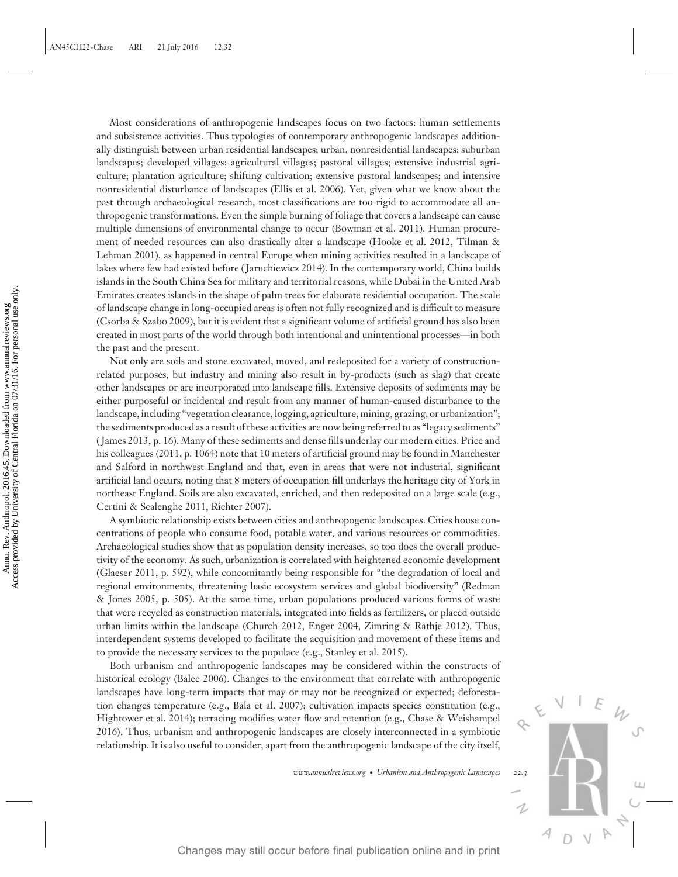Most considerations of anthropogenic landscapes focus on two factors: human settlements and subsistence activities. Thus typologies of contemporary anthropogenic landscapes additionally distinguish between urban residential landscapes; urban, nonresidential landscapes; suburban landscapes; developed villages; agricultural villages; pastoral villages; extensive industrial agriculture; plantation agriculture; shifting cultivation; extensive pastoral landscapes; and intensive nonresidential disturbance of landscapes (Ellis et al. 2006). Yet, given what we know about the past through archaeological research, most classifications are too rigid to accommodate all anthropogenic transformations. Even the simple burning of foliage that covers a landscape can cause multiple dimensions of environmental change to occur (Bowman et al. 2011). Human procurement of needed resources can also drastically alter a landscape (Hooke et al. 2012, Tilman & Lehman 2001), as happened in central Europe when mining activities resulted in a landscape of lakes where few had existed before (Jaruchiewicz 2014). In the contemporary world, China builds islands in the South China Sea for military and territorial reasons, while Dubai in the United Arab Emirates creates islands in the shape of palm trees for elaborate residential occupation. The scale of landscape change in long-occupied areas is often not fully recognized and is difficult to measure (Csorba & Szabo 2009), but it is evident that a significant volume of artificial ground has also been created in most parts of the world through both intentional and unintentional processes—in both the past and the present.

Not only are soils and stone excavated, moved, and redeposited for a variety of construction-related purposes, but industry and mining also result in by-products (such as slag) that create other landscapes or are incorporated into landscape fills. Extensive deposits of sediments may be either purposeful or incidental and result from any manner of human-caused disturbance to the landscape, including "vegetation clearance, logging, agriculture, mining, grazing, or urbanization"; the sediments produced as a result of these activities are now being referred to as "legacy sediments" (James 2013, p. 16). Many of these sediments and dense fills underlay our modern cities. Price and his colleagues (2011, p. 1064) note that 10 meters of artificial ground may be found in Manchester and Salford in northwest England and that, even in areas that were not industrial, significant artificial land occurs, noting that 8 meters of occupation fill underlays the heritage city of York in northeast England. Soils are also excavated, enriched, and then redeposited on a large scale (e.g., Certini & Scalenghe 2011, Richter 2007).

A symbiotic relationship exists between cities and anthropogenic landscapes. Cities house concentrations of people who consume food, potable water, and various resources or commodities. Archaeological studies show that as population density increases, so too does the overall productivity of the economy. As such, urbanization is correlated with heightened economic development (Glaeser 2011, p. 592), while concomitantly being responsible for "the degradation of local and regional environments, threatening basic ecosystem services and global biodiversity" (Redman & Jones 2005, p. 505). At the same time, urban populations produced various forms of waste that were recycled as construction materials, integrated into fields as fertilizers, or placed outside urban limits within the landscape (Church 2012, Enger 2004, Zimring & Rathje 2012). Thus, interdependent systems developed to facilitate the acquisition and movement of these items and to provide the necessary services to the populace (e.g., Stanley et al. 2015).

Both urbanism and anthropogenic landscapes may be considered within the constructs of historical ecology (Balee 2006). Changes to the environment that correlate with anthropogenic landscapes have long-term impacts that may or may not be recognized or expected; deforestation changes temperature (e.g., Bala et al. 2007); cultivation impacts species constitution (e.g., Hightower et al. 2014); terracing modifies water flow and retention (e.g., Chase & Weishampel 2016). Thus, urbanism and anthropogenic landscapes are closely interconnected in a symbiotic relationship. It is also useful to consider, apart from the anthropogenic landscape of the city itself,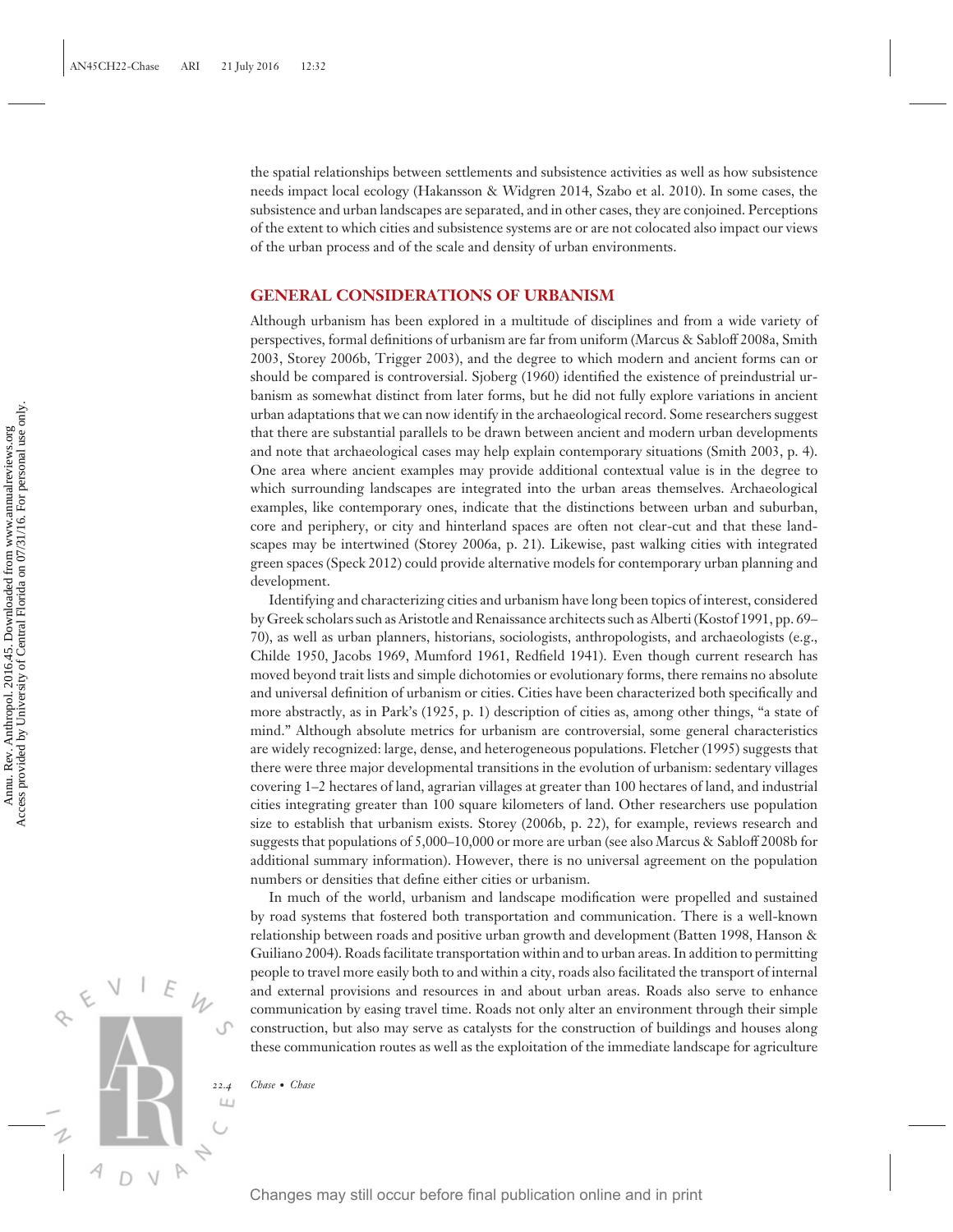the spatial relationships between settlements and subsistence activities as well as how subsistence needs impact local ecology (Hakansson & Widgren 2014, Szabo et al. 2010). In some cases, the subsistence and urban landscapes are separated, and in other cases, they are conjoined. Perceptions of the extent to which cities and subsistence systems are or are not colocated also impact our views of the urban process and of the scale and density of urban environments.

## GENERAL CONSIDERATIONS OF URBANISM

Although urbanism has been explored in a multitude of disciplines and from a wide variety of perspectives, formal definitions of urbanism are far from uniform (Marcus & Sabloff 2008a, Smith 2003, Storey 2006b, Trigger 2003), and the degree to which modern and ancient forms can or should be compared is controversial. Sjoberg (1960) identified the existence of preindustrial urbanism as somewhat distinct from later forms, but he did not fully explore variations in ancient urban adaptations that we can now identify in the archaeological record. Some researchers suggest that there are substantial parallels to be drawn between ancient and modern urban developments and note that archaeological cases may help explain contemporary situations (Smith 2003, p. 4). One area where ancient examples may provide additional contextual value is in the degree to which surrounding landscapes are integrated into the urban areas themselves. Archaeological examples, like contemporary ones, indicate that the distinctions between urban and suburban, core and periphery, or city and hinterland spaces are often not clear-cut and that these landscapes may be intertwined (Storey 2006a, p. 21). Likewise, past walking cities with integrated green spaces (Speck 2012) could provide alternative models for contemporary urban planning and development.

Identifying and characterizing cities and urbanism have long been topics of interest, considered by Greek scholars such as Aristotle and Renaissance architects such as Alberti (Kostof 1991, pp. 69–70), as well as urban planners, historians, sociologists, anthropologists, and archaeologists (e.g., Childe 1950, Jacobs 1969, Mumford 1961, Redfield 1941). Even though current research has moved beyond trait lists and simple dichotomies or evolutionary forms, there remains no absolute and universal definition of urbanism or cities. Cities have been characterized both specifically and more abstractly, as in Park's (1925, p. 1) description of cities as, among other things, "a state of mind." Although absolute metrics for urbanism are controversial, some general characteristics are widely recognized: large, dense, and heterogeneous populations. Fletcher (1995) suggests that there were three major developmental transitions in the evolution of urbanism: sedentary villages covering 1–2 hectares of land, agrarian villages at greater than 100 hectares of land, and industrial cities integrating greater than 100 square kilometers of land. Other researchers use population size to establish that urbanism exists. Storey (2006b, p. 22), for example, reviews research and suggests that populations of 5,000–10,000 or more are urban (see also Marcus & Sabloff 2008b for additional summary information). However, there is no universal agreement on the population numbers or densities that define either cities or urbanism.

In much of the world, urbanism and landscape modification were propelled and sustained by road systems that fostered both transportation and communication. There is a well-known relationship between roads and positive urban growth and development (Batten 1998, Hanson & Guiliano 2004). Roads facilitate transportation within and to urban areas. In addition to permitting people to travel more easily both to and within a city, roads also facilitated the transport of internal and external provisions and resources in and about urban areas. Roads also serve to enhance communication by easing travel time. Roads not only alter an environment through their simple construction, but also may serve as catalysts for the construction of buildings and houses along these communication routes as well as the exploitation of the immediate landscape for agriculture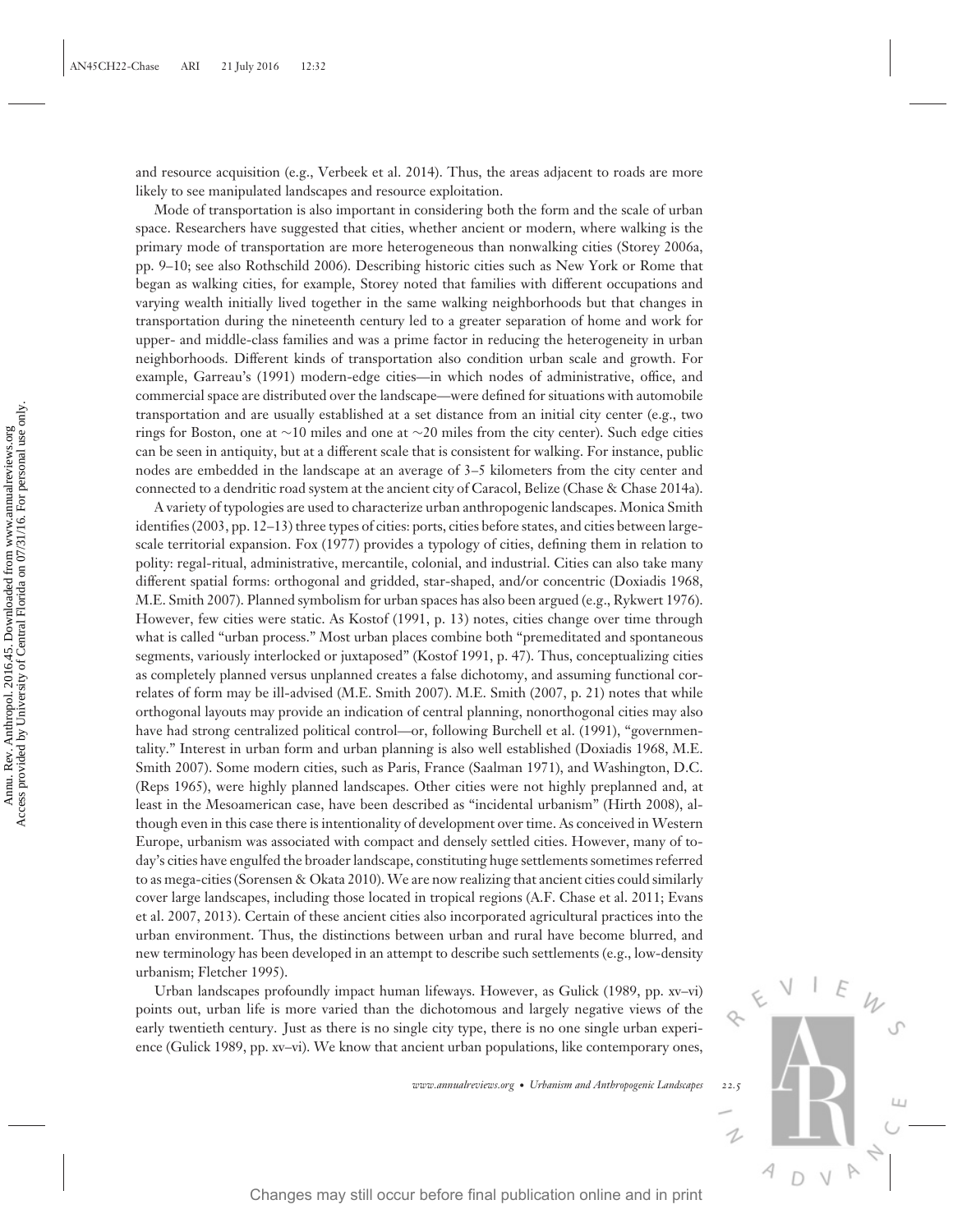and resource acquisition (e.g., Verbeek et al. 2014). Thus, the areas adjacent to roads are more likely to see manipulated landscapes and resource exploitation.

Mode of transportation is also important in considering both the form and the scale of urban space. Researchers have suggested that cities, whether ancient or modern, where walking is the primary mode of transportation are more heterogeneous than nonwalking cities (Storey 2006a, pp. 9–10; see also Rothschild 2006). Describing historic cities such as New York or Rome that began as walking cities, for example, Storey noted that families with different occupations and varying wealth initially lived together in the same walking neighborhoods but that changes in transportation during the nineteenth century led to a greater separation of home and work for upper- and middle-class families and was a prime factor in reducing the heterogeneity in urban neighborhoods. Different kinds of transportation also condition urban scale and growth. For example, Garreau's (1991) modern-edge cities—in which nodes of administrative, office, and commercial space are distributed over the landscape—were defined for situations with automobile transportation and are usually established at a set distance from an initial city center (e.g., two rings for Boston, one at ~10 miles and one at ~20 miles from the city center). Such edge cities can be seen in antiquity, but at a different scale that is consistent for walking. For instance, public nodes are embedded in the landscape at an average of 3–5 kilometers from the city center and connected to a dendritic road system at the ancient city of Caracol, Belize (Chase & Chase 2014a).

A variety of typologies are used to characterize urban anthropogenic landscapes. Monica Smith identifies (2003, pp. 12–13) three types of cities: ports, cities before states, and cities between large-scale territorial expansion. Fox (1977) provides a typology of cities, defining them in relation to polity: regal-ritual, administrative, mercantile, colonial, and industrial. Cities can also take many different spatial forms: orthogonal and gridded, star-shaped, and/or concentric (Doxiadis 1968, M.E. Smith 2007). Planned symbolism for urban spaces has also been argued (e.g., Rykwert 1976). However, few cities were static. As Kostof (1991, p. 13) notes, cities change over time through what is called "urban process." Most urban places combine both "premeditated and spontaneous segments, variously interlocked or juxtaposed" (Kostof 1991, p. 47). Thus, conceptualizing cities as completely planned versus unplanned creates a false dichotomy, and assuming functional correlates of form may be ill-advised (M.E. Smith 2007). M.E. Smith (2007, p. 21) notes that while orthogonal layouts may provide an indication of central planning, nonorthogonal cities may also have had strong centralized political control—or, following Burchell et al. (1991), "governmentality." Interest in urban form and urban planning is also well established (Doxiadis 1968, M.E. Smith 2007). Some modern cities, such as Paris, France (Saalman 1971), and Washington, D.C. (Reps 1965), were highly planned landscapes. Other cities were not highly preplanned and, at least in the Mesoamerican case, have been described as "incidental urbanism" (Hirth 2008), although even in this case there is intentionality of development over time. As conceived in Western Europe, urbanism was associated with compact and densely settled cities. However, many of today's cities have engulfed the broader landscape, constituting huge settlements sometimes referred to as mega-cities (Sorensen & Okata 2010). We are now realizing that ancient cities could similarly cover large landscapes, including those located in tropical regions (A.F. Chase et al. 2011; Evans et al. 2007, 2013). Certain of these ancient cities also incorporated agricultural practices into the urban environment. Thus, the distinctions between urban and rural have become blurred, and new terminology has been developed in an attempt to describe such settlements (e.g., low-density urbanism; Fletcher 1995).

Urban landscapes profoundly impact human lifeways. However, as Gulick (1989, pp. xv–vi) points out, urban life is more varied than the dichotomous and largely negative views of the early twentieth century. Just as there is no single city type, there is no one single urban experience (Gulick 1989, pp. xv–vi). We know that ancient urban populations, like contemporary ones,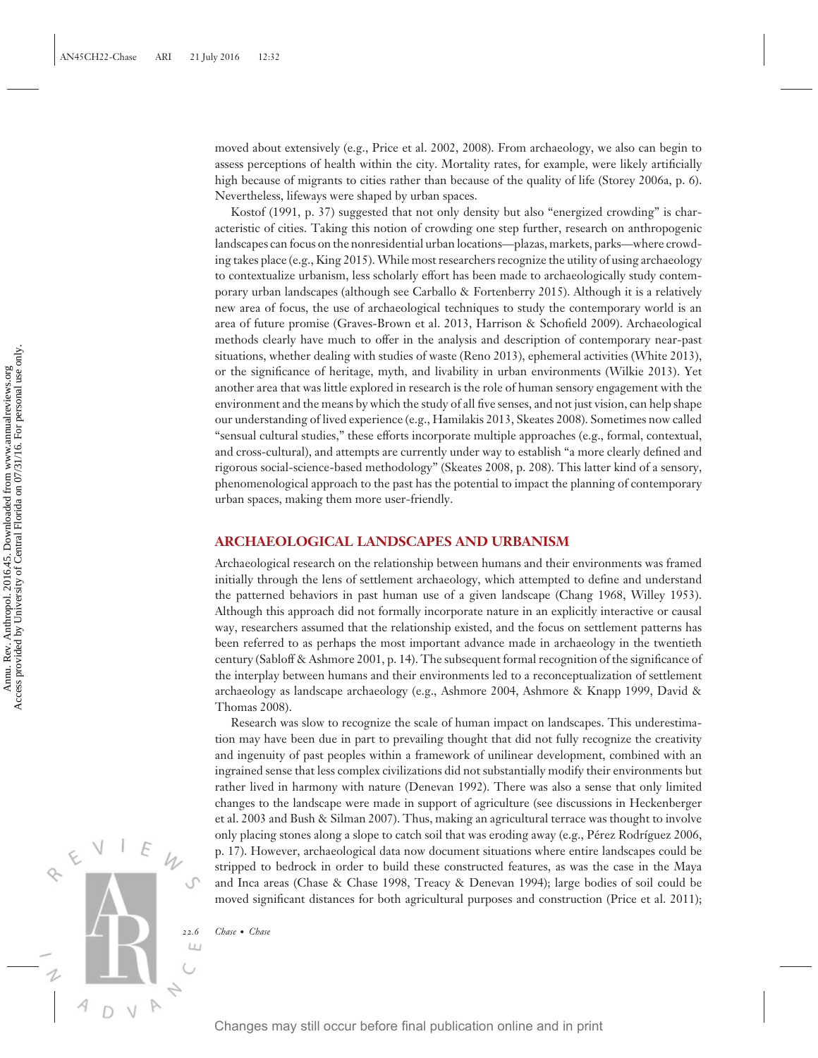moved about extensively (e.g., Price et al. 2002, 2008). From archaeology, we also can begin to assess perceptions of health within the city. Mortality rates, for example, were likely artificially high because of migrants to cities rather than because of the quality of life (Storey 2006a, p. 6). Nevertheless, lifeways were shaped by urban spaces.

Kostof (1991, p. 37) suggested that not only density but also "energized crowding" is characteristic of cities. Taking this notion of crowding one step further, research on anthropogenic landscapes can focus on the nonresidential urban locations—plazas, markets, parks—where crowding takes place (e.g., King 2015). While most researchers recognize the utility of using archaeology to contextualize urbanism, less scholarly effort has been made to archaeologically study contemporary urban landscapes (although see Carballo & Fortenberry 2015). Although it is a relatively new area of focus, the use of archaeological techniques to study the contemporary world is an area of future promise (Graves-Brown et al. 2013, Harrison & Schofield 2009). Archaeological methods clearly have much to offer in the analysis and description of contemporary near-past situations, whether dealing with studies of waste (Reno 2013), ephemeral activities (White 2013), or the significance of heritage, myth, and livability in urban environments (Wilkie 2013). Yet another area that was little explored in research is the role of human sensory engagement with the environment and the means by which the study of all five senses, and not just vision, can help shape our understanding of lived experience (e.g., Hamilakis 2013, Skeates 2008). Sometimes now called "sensual cultural studies," these efforts incorporate multiple approaches (e.g., formal, contextual, and cross-cultural), and attempts are currently under way to establish "a more clearly defined and rigorous social-science-based methodology" (Skeates 2008, p. 208). This latter kind of a sensory, phenomenological approach to the past has the potential to impact the planning of contemporary urban spaces, making them more user-friendly.

## ARCHAEOLOGICAL LANDSCAPES AND URBANISM

Archaeological research on the relationship between humans and their environments was framed initially through the lens of settlement archaeology, which attempted to define and understand the patterned behaviors in past human use of a given landscape (Chang 1968, Willey 1953). Although this approach did not formally incorporate nature in an explicitly interactive or causal way, researchers assumed that the relationship existed, and the focus on settlement patterns has been referred to as perhaps the most important advance made in archaeology in the twentieth century (Sabloff & Ashmore 2001, p. 14). The subsequent formal recognition of the significance of the interplay between humans and their environments led to a reconceptualization of settlement archaeology as landscape archaeology (e.g., Ashmore 2004, Ashmore & Knapp 1999, David & Thomas 2008).

Research was slow to recognize the scale of human impact on landscapes. This underestimation may have been due in part to prevailing thought that did not fully recognize the creativity and ingenuity of past peoples within a framework of unilinear development, combined with an ingrained sense that less complex civilizations did not substantially modify their environments but rather lived in harmony with nature (Denevan 1992). There was also a sense that only limited changes to the landscape were made in support of agriculture (see discussions in Heckenberger et al. 2003 and Bush & Silman 2007). Thus, making an agricultural terrace was thought to involve only placing stones along a slope to catch soil that was eroding away (e.g., Pérez Rodríguez 2006, p. 17). However, archaeological data now document situations where entire landscapes could be stripped to bedrock in order to build these constructed features, as was the case in the Maya and Inca areas (Chase & Chase 1998, Treacy & Denevan 1994); large bodies of soil could be moved significant distances for both agricultural purposes and construction (Price et al. 2011);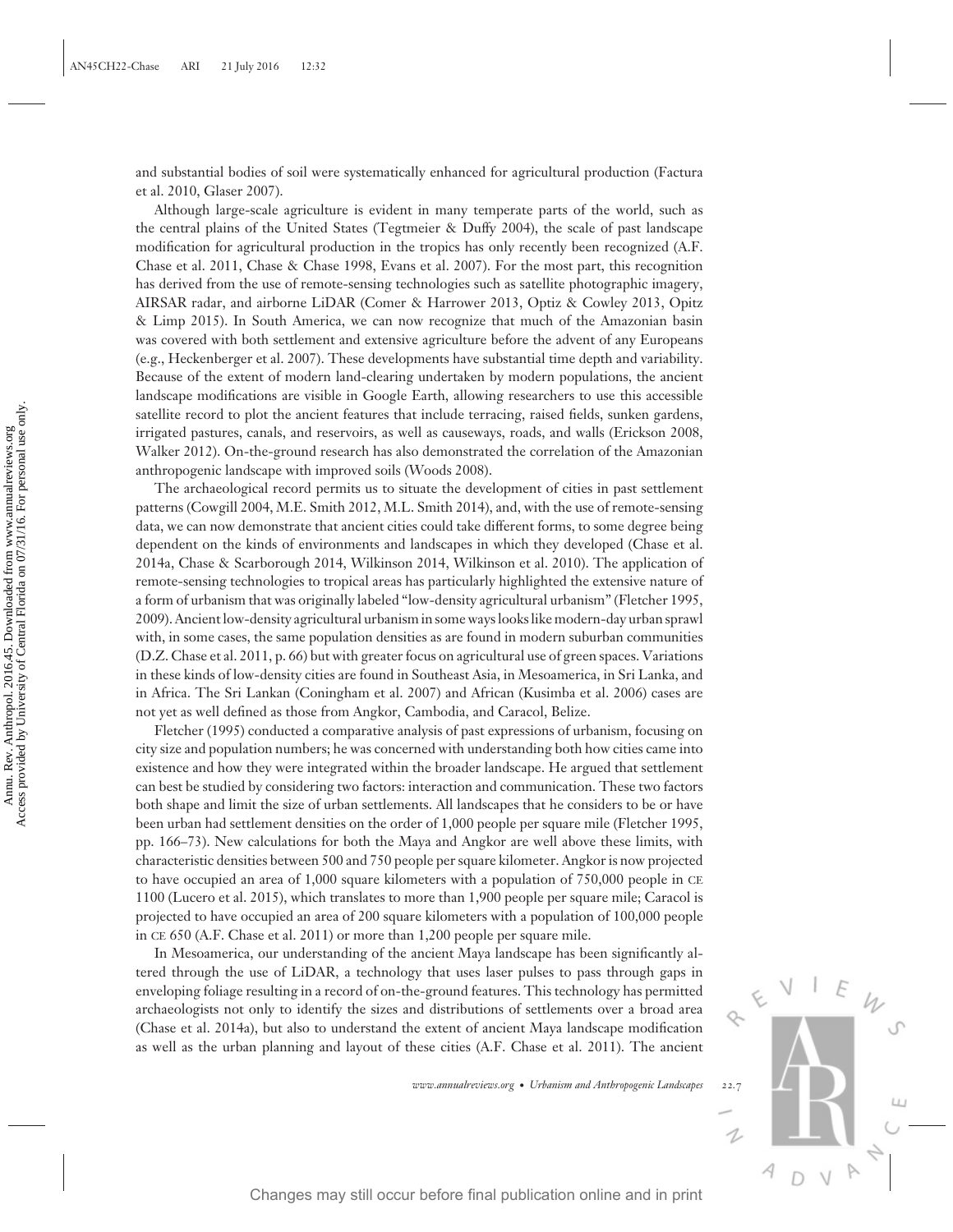and substantial bodies of soil were systematically enhanced for agricultural production (Factura et al. 2010, Glaser 2007).

Although large-scale agriculture is evident in many temperate parts of the world, such as the central plains of the United States (Tegtmeier & Duffy 2004), the scale of past landscape modification for agricultural production in the tropics has only recently been recognized (A.F. Chase et al. 2011, Chase & Chase 1998, Evans et al. 2007). For the most part, this recognition has derived from the use of remote-sensing technologies such as satellite photographic imagery, AIRSAR radar, and airborne LiDAR (Comer & Harrower 2013, Optiz & Cowley 2013, Opitz & Limp 2015). In South America, we can now recognize that much of the Amazonian basin was covered with both settlement and extensive agriculture before the advent of any Europeans (e.g., Heckenberger et al. 2007). These developments have substantial time depth and variability. Because of the extent of modern land-clearing undertaken by modern populations, the ancient landscape modifications are visible in Google Earth, allowing researchers to use this accessible satellite record to plot the ancient features that include terracing, raised fields, sunken gardens, irrigated pastures, canals, and reservoirs, as well as causeways, roads, and walls (Erickson 2008, Walker 2012). On-the-ground research has also demonstrated the correlation of the Amazonian anthropogenic landscape with improved soils (Woods 2008).

The archaeological record permits us to situate the development of cities in past settlement patterns (Cowgill 2004, M.E. Smith 2012, M.L. Smith 2014), and, with the use of remote-sensing data, we can now demonstrate that ancient cities could take different forms, to some degree being dependent on the kinds of environments and landscapes in which they developed (Chase et al. 2014a, Chase & Scarborough 2014, Wilkinson 2014, Wilkinson et al. 2010). The application of remote-sensing technologies to tropical areas has particularly highlighted the extensive nature of a form of urbanism that was originally labeled "low-density agricultural urbanism" (Fletcher 1995, 2009). Ancient low-density agricultural urbanism in some ways looks like modern-day urban sprawl with, in some cases, the same population densities as are found in modern suburban communities (D.Z. Chase et al. 2011, p. 66) but with greater focus on agricultural use of green spaces. Variations in these kinds of low-density cities are found in Southeast Asia, in Mesoamerica, in Sri Lanka, and in Africa. The Sri Lankan (Coningham et al. 2007) and African (Kusimba et al. 2006) cases are not yet as well defined as those from Angkor, Cambodia, and Caracol, Belize.

Fletcher (1995) conducted a comparative analysis of past expressions of urbanism, focusing on city size and population numbers; he was concerned with understanding both how cities came into existence and how they were integrated within the broader landscape. He argued that settlement can best be studied by considering two factors: interaction and communication. These two factors both shape and limit the size of urban settlements. All landscapes that he considers to be or have been urban had settlement densities on the order of 1,000 people per square mile (Fletcher 1995, pp. 166–73). New calculations for both the Maya and Angkor are well above these limits, with characteristic densities between 500 and 750 people per square kilometer. Angkor is now projected to have occupied an area of 1,000 square kilometers with a population of 750,000 people in CE 1100 (Lucero et al. 2015), which translates to more than 1,900 people per square mile; Caracol is projected to have occupied an area of 200 square kilometers with a population of 100,000 people in CE 650 (A.F. Chase et al. 2011) or more than 1,200 people per square mile.

In Mesoamerica, our understanding of the ancient Maya landscape has been significantly altered through the use of LiDAR, a technology that uses laser pulses to pass through gaps in enveloping foliage resulting in a record of on-the-ground features. This technology has permitted archaeologists not only to identify the sizes and distributions of settlements over a broad area (Chase et al. 2014a), but also to understand the extent of ancient Maya landscape modification as well as the urban planning and layout of these cities (A.F. Chase et al. 2011). The ancient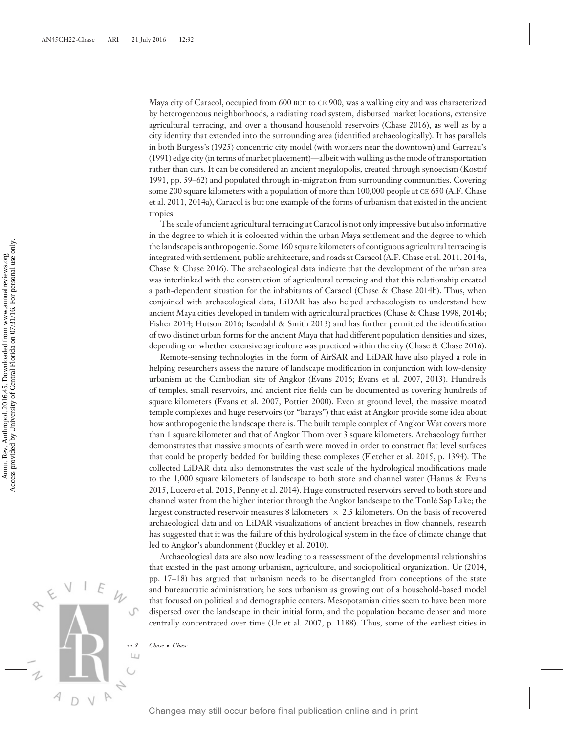Maya city of Caracol, occupied from 600 BCE to CE 900, was a walking city and was characterized by heterogeneous neighborhoods, a radiating road system, disbursed market locations, extensive agricultural terracing, and over a thousand household reservoirs (Chase 2016), as well as by a city identity that extended into the surrounding area (identified archaeologically). It has parallels in both Burgess's (1925) concentric city model (with workers near the downtown) and Garreau's (1991) edge city (in terms of market placement)—albeit with walking as the mode of transportation rather than cars. It can be considered an ancient megalopolis, created through synoecism (Kostof 1991, pp. 59–62) and populated through in-migration from surrounding communities. Covering some 200 square kilometers with a population of more than 100,000 people at CE 650 (A.F. Chase et al. 2011, 2014a), Caracol is but one example of the forms of urbanism that existed in the ancient tropics.

The scale of ancient agricultural terracing at Caracol is not only impressive but also informative in the degree to which it is colocated within the urban Maya settlement and the degree to which the landscape is anthropogenic. Some 160 square kilometers of contiguous agricultural terracing is integrated with settlement, public architecture, and roads at Caracol (A.F. Chase et al. 2011, 2014a, Chase & Chase 2016). The archaeological data indicate that the development of the urban area was interlinked with the construction of agricultural terracing and that this relationship created a path-dependent situation for the inhabitants of Caracol (Chase & Chase 2014b). Thus, when conjoined with archaeological data, LiDAR has also helped archaeologists to understand how ancient Maya cities developed in tandem with agricultural practices (Chase & Chase 1998, 2014b; Fisher 2014; Hutson 2016; Isendahl & Smith 2013) and has further permitted the identification of two distinct urban forms for the ancient Maya that had different population densities and sizes, depending on whether extensive agriculture was practiced within the city (Chase & Chase 2016).

Remote-sensing technologies in the form of AirSAR and LiDAR have also played a role in helping researchers assess the nature of landscape modification in conjunction with low-density urbanism at the Cambodian site of Angkor (Evans 2016; Evans et al. 2007, 2013). Hundreds of temples, small reservoirs, and ancient rice fields can be documented as covering hundreds of square kilometers (Evans et al. 2007, Pottier 2000). Even at ground level, the massive moated temple complexes and huge reservoirs (or "barays") that exist at Angkor provide some idea about how anthropogenic the landscape there is. The built temple complex of Angkor Wat covers more than 1 square kilometer and that of Angkor Thom over 3 square kilometers. Archaeology further demonstrates that massive amounts of earth were moved in order to construct flat level surfaces that could be properly bedded for building these complexes (Fletcher et al. 2015, p. 1394). The collected LiDAR data also demonstrates the vast scale of the hydrological modifications made to the 1,000 square kilometers of landscape to both store and channel water (Hanus & Evans 2015, Lucero et al. 2015, Penny et al. 2014). Huge constructed reservoirs served to both store and channel water from the higher interior through the Angkor landscape to the Tonlé Sap Lake; the largest constructed reservoir measures 8 kilometers × 2.5 kilometers. On the basis of recovered archaeological data and on LiDAR visualizations of ancient breaches in flow channels, research has suggested that it was the failure of this hydrological system in the face of climate change that led to Angkor's abandonment (Buckley et al. 2010).

Archaeological data are also now leading to a reassessment of the developmental relationships that existed in the past among urbanism, agriculture, and sociopolitical organization. Ur (2014, pp. 17–18) has argued that urbanism needs to be disentangled from conceptions of the state and bureaucratic administration; he sees urbanism as growing out of a household-based model that focused on political and demographic centers. Mesopotamian cities seem to have been more dispersed over the landscape in their initial form, and the population became denser and more centrally concentrated over time (Ur et al. 2007, p. 1188). Thus, some of the earliest cities in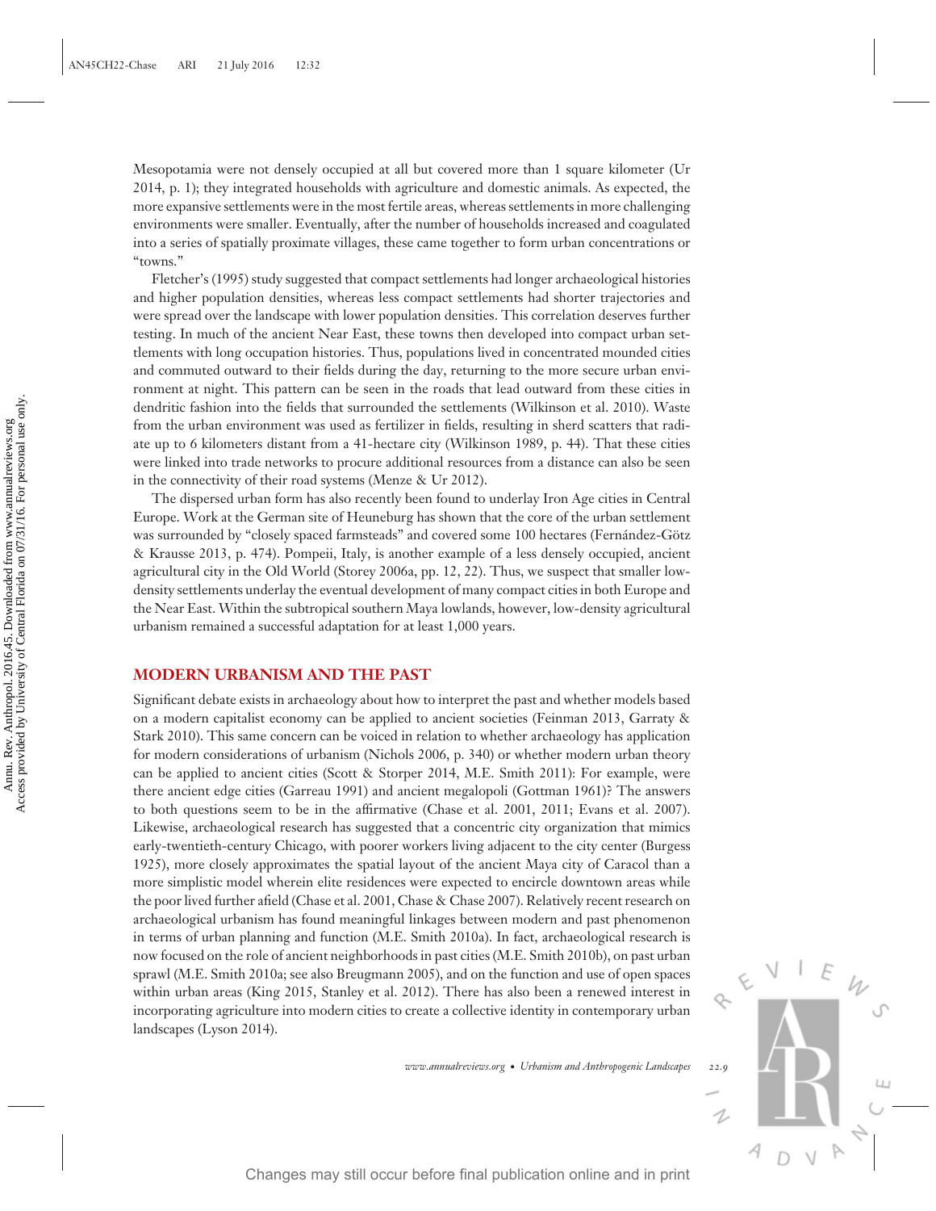Mesopotamia were not densely occupied at all but covered more than 1 square kilometer (Ur 2014, p. 1); they integrated households with agriculture and domestic animals. As expected, the more expansive settlements were in the most fertile areas, whereas settlements in more challenging environments were smaller. Eventually, after the number of households increased and coagulated into a series of spatially proximate villages, these came together to form urban concentrations or "towns."

Fletcher's (1995) study suggested that compact settlements had longer archaeological histories and higher population densities, whereas less compact settlements had shorter trajectories and were spread over the landscape with lower population densities. This correlation deserves further testing. In much of the ancient Near East, these towns then developed into compact urban settlements with long occupation histories. Thus, populations lived in concentrated mounded cities and commuted outward to their fields during the day, returning to the more secure urban environment at night. This pattern can be seen in the roads that lead outward from these cities in dendritic fashion into the fields that surrounded the settlements (Wilkinson et al. 2010). Waste from the urban environment was used as fertilizer in fields, resulting in sherd scatters that radiate up to 6 kilometers distant from a 41-hectare city (Wilkinson 1989, p. 44). That these cities were linked into trade networks to procure additional resources from a distance can also be seen in the connectivity of their road systems (Menze & Ur 2012).

The dispersed urban form has also recently been found to underlay Iron Age cities in Central Europe. Work at the German site of Heuneburg has shown that the core of the urban settlement was surrounded by "closely spaced farmsteads" and covered some 100 hectares (Fernández-Götz & Krausse 2013, p. 474). Pompeii, Italy, is another example of a less densely occupied, ancient agricultural city in the Old World (Storey 2006a, pp. 12, 22). Thus, we suspect that smaller low-density settlements underlay the eventual development of many compact cities in both Europe and the Near East. Within the subtropical southern Maya lowlands, however, low-density agricultural urbanism remained a successful adaptation for at least 1,000 years.

## MODERN URBANISM AND THE PAST

Significant debate exists in archaeology about how to interpret the past and whether models based on a modern capitalist economy can be applied to ancient societies (Feinman 2013, Garraty & Stark 2010). This same concern can be voiced in relation to whether archaeology has application for modern considerations of urbanism (Nichols 2006, p. 340) or whether modern urban theory can be applied to ancient cities (Scott & Storper 2014, M.E. Smith 2011): For example, were there ancient edge cities (Garreau 1991) and ancient megalopoli (Gottman 1961)? The answers to both questions seem to be in the affirmative (Chase et al. 2001, 2011; Evans et al. 2007). Likewise, archaeological research has suggested that a concentric city organization that mimics early-twentieth-century Chicago, with poorer workers living adjacent to the city center (Burgess 1925), more closely approximates the spatial layout of the ancient Maya city of Caracol than a more simplistic model wherein elite residences were expected to encircle downtown areas while the poor lived further afield (Chase et al. 2001, Chase & Chase 2007). Relatively recent research on archaeological urbanism has found meaningful linkages between modern and past phenomenon in terms of urban planning and function (M.E. Smith 2010a). In fact, archaeological research is now focused on the role of ancient neighborhoods in past cities (M.E. Smith 2010b), on past urban sprawl (M.E. Smith 2010a; see also Breugmann 2005), and on the function and use of open spaces within urban areas (King 2015, Stanley et al. 2012). There has also been a renewed interest in incorporating agriculture into modern cities to create a collective identity in contemporary urban landscapes (Lyson 2014).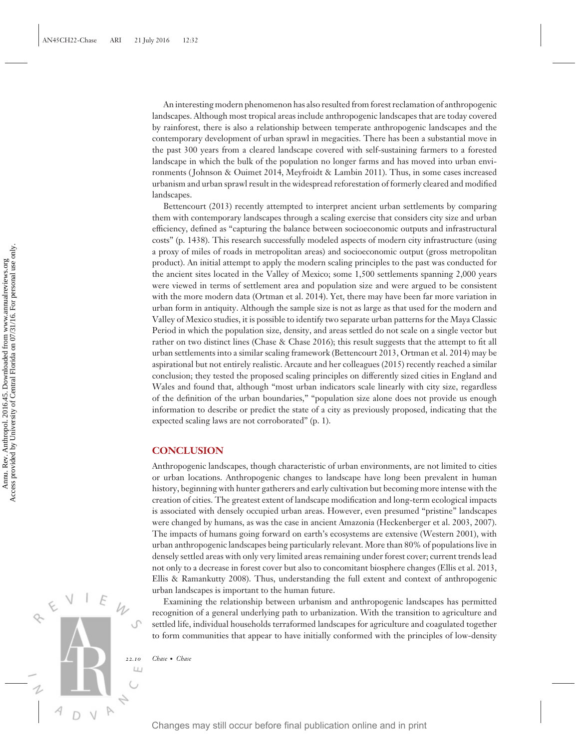An interesting modern phenomenon has also resulted from forest reclamation of anthropogenic landscapes. Although most tropical areas include anthropogenic landscapes that are today covered by rainforest, there is also a relationship between temperate anthropogenic landscapes and the contemporary development of urban sprawl in megacities. There has been a substantial move in the past 300 years from a cleared landscape covered with self-sustaining farmers to a forested landscape in which the bulk of the population no longer farms and has moved into urban environments (Johnson & Ouimet 2014, Meyfroidt & Lambin 2011). Thus, in some cases increased urbanism and urban sprawl result in the widespread reforestation of formerly cleared and modified landscapes.

Bettencourt (2013) recently attempted to interpret ancient urban settlements by comparing them with contemporary landscapes through a scaling exercise that considers city size and urban efficiency, defined as "capturing the balance between socioeconomic outputs and infrastructural costs" (p. 1438). This research successfully modeled aspects of modern city infrastructure (using a proxy of miles of roads in metropolitan areas) and socioeconomic output (gross metropolitan product). An initial attempt to apply the modern scaling principles to the past was conducted for the ancient sites located in the Valley of Mexico; some 1,500 settlements spanning 2,000 years were viewed in terms of settlement area and population size and were argued to be consistent with the more modern data (Ortman et al. 2014). Yet, there may have been far more variation in urban form in antiquity. Although the sample size is not as large as that used for the modern and Valley of Mexico studies, it is possible to identify two separate urban patterns for the Maya Classic Period in which the population size, density, and areas settled do not scale on a single vector but rather on two distinct lines (Chase & Chase 2016); this result suggests that the attempt to fit all urban settlements into a similar scaling framework (Bettencourt 2013, Ortman et al. 2014) may be aspirational but not entirely realistic. Arcaute and her colleagues (2015) recently reached a similar conclusion; they tested the proposed scaling principles on differently sized cities in England and Wales and found that, although "most urban indicators scale linearly with city size, regardless of the definition of the urban boundaries," "population size alone does not provide us enough information to describe or predict the state of a city as previously proposed, indicating that the expected scaling laws are not corroborated" (p. 1).

## CONCLUSION

Anthropogenic landscapes, though characteristic of urban environments, are not limited to cities or urban locations. Anthropogenic changes to landscape have long been prevalent in human history, beginning with hunter gatherers and early cultivation but becoming more intense with the creation of cities. The greatest extent of landscape modification and long-term ecological impacts is associated with densely occupied urban areas. However, even presumed "pristine" landscapes were changed by humans, as was the case in ancient Amazonia (Heckenberger et al. 2003, 2007). The impacts of humans going forward on earth's ecosystems are extensive (Western 2001), with urban anthropogenic landscapes being particularly relevant. More than 80% of populations live in densely settled areas with only very limited areas remaining under forest cover; current trends lead not only to a decrease in forest cover but also to concomitant biosphere changes (Ellis et al. 2013, Ellis & Ramankutty 2008). Thus, understanding the full extent and context of anthropogenic urban landscapes is important to the human future.

Examining the relationship between urbanism and anthropogenic landscapes has permitted recognition of a general underlying path to urbanization. With the transition to agriculture and settled life, individual households terraformed landscapes for agriculture and coagulated together to form communities that appear to have initially conformed with the principles of low-density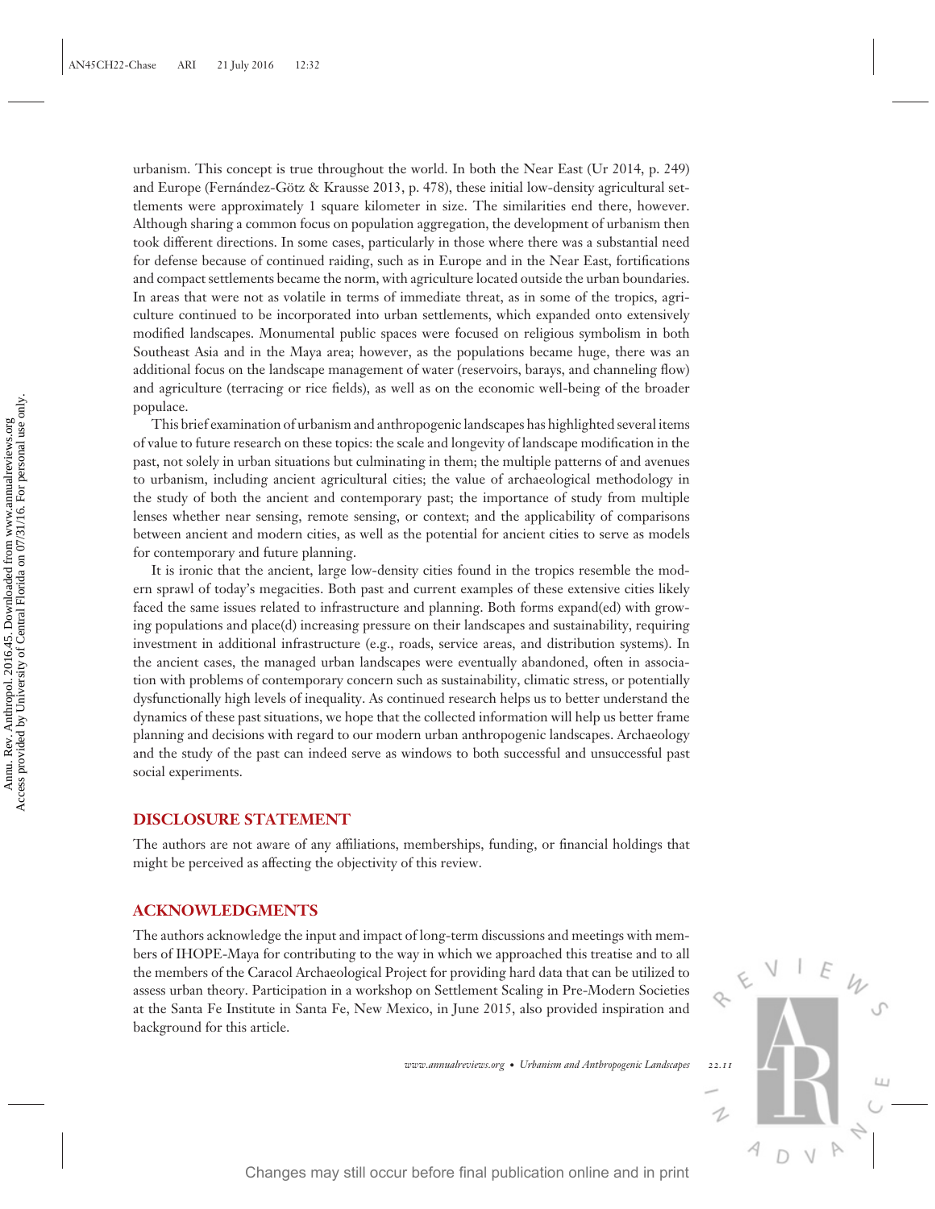urbanism. This concept is true throughout the world. In both the Near East (Ur 2014, p. 249) and Europe (Fernández-Götz & Krausse 2013, p. 478), these initial low-density agricultural settlements were approximately 1 square kilometer in size. The similarities end there, however. Although sharing a common focus on population aggregation, the development of urbanism then took different directions. In some cases, particularly in those where there was a substantial need for defense because of continued raiding, such as in Europe and in the Near East, fortifications and compact settlements became the norm, with agriculture located outside the urban boundaries. In areas that were not as volatile in terms of immediate threat, as in some of the tropics, agriculture continued to be incorporated into urban settlements, which expanded onto extensively modified landscapes. Monumental public spaces were focused on religious symbolism in both Southeast Asia and in the Maya area; however, as the populations became huge, there was an additional focus on the landscape management of water (reservoirs, barays, and channeling flow) and agriculture (terracing or rice fields), as well as on the economic well-being of the broader populace.

This brief examination of urbanism and anthropogenic landscapes has highlighted several items of value to future research on these topics: the scale and longevity of landscape modification in the past, not solely in urban situations but culminating in them; the multiple patterns of and avenues to urbanism, including ancient agricultural cities; the value of archaeological methodology in the study of both the ancient and contemporary past; the importance of study from multiple lenses whether near sensing, remote sensing, or context; and the applicability of comparisons between ancient and modern cities, as well as the potential for ancient cities to serve as models for contemporary and future planning.

It is ironic that the ancient, large low-density cities found in the tropics resemble the modern sprawl of today's megacities. Both past and current examples of these extensive cities likely faced the same issues related to infrastructure and planning. Both forms expand(ed) with growing populations and place(d) increasing pressure on their landscapes and sustainability, requiring investment in additional infrastructure (e.g., roads, service areas, and distribution systems). In the ancient cases, the managed urban landscapes were eventually abandoned, often in association with problems of contemporary concern such as sustainability, climatic stress, or potentially dysfunctionally high levels of inequality. As continued research helps us to better understand the dynamics of these past situations, we hope that the collected information will help us better frame planning and decisions with regard to our modern urban anthropogenic landscapes. Archaeology and the study of the past can indeed serve as windows to both successful and unsuccessful past social experiments.

## DISCLOSURE STATEMENT

The authors are not aware of any affiliations, memberships, funding, or financial holdings that might be perceived as affecting the objectivity of this review.

## ACKNOWLEDGMENTS

The authors acknowledge the input and impact of long-term discussions and meetings with members of IHOPE-Maya for contributing to the way in which we approached this treatise and to all the members of the Caracol Archaeological Project for providing hard data that can be utilized to assess urban theory. Participation in a workshop on Settlement Scaling in Pre-Modern Societies at the Santa Fe Institute in Santa Fe, New Mexico, in June 2015, also provided inspiration and background for this article.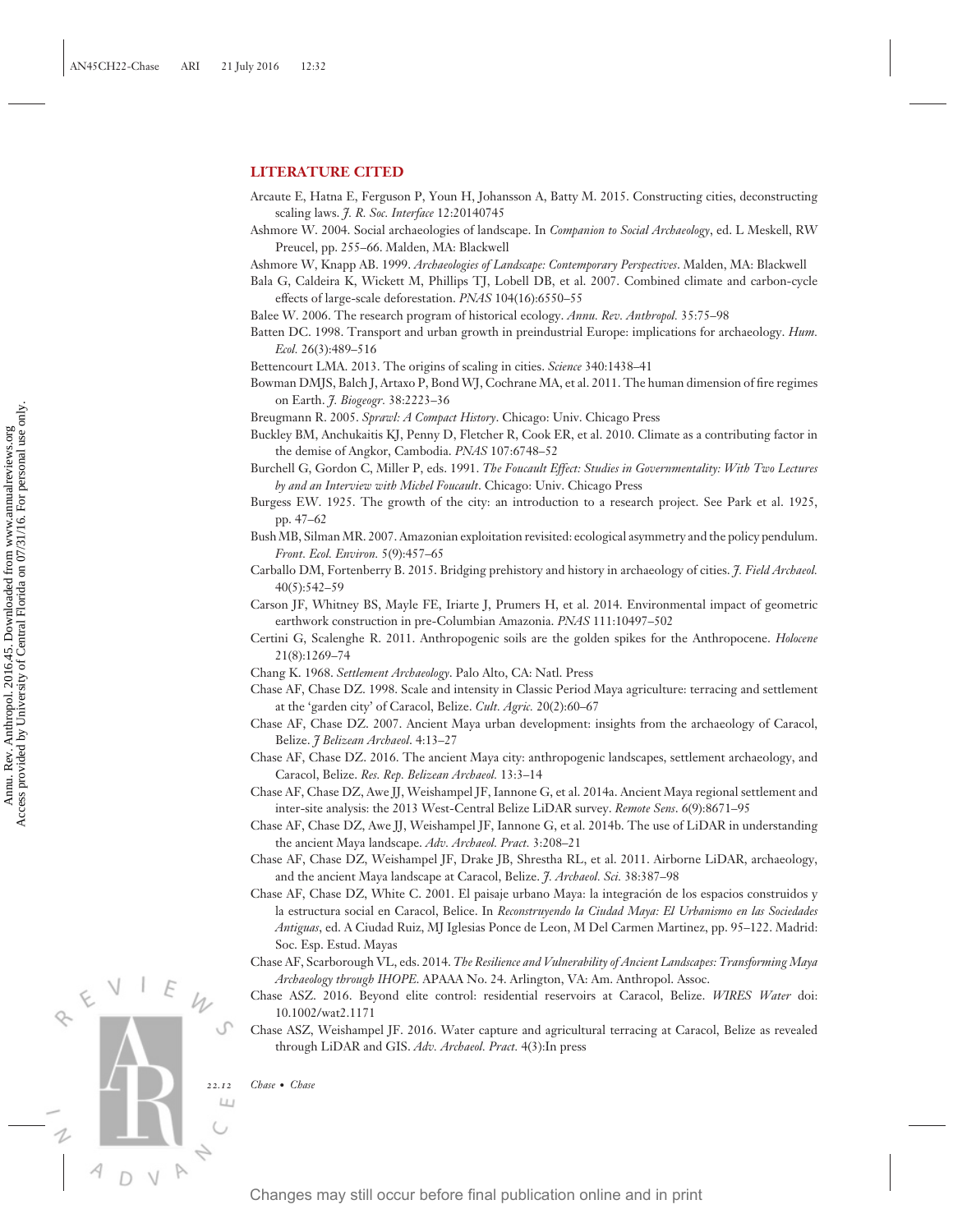## LITERATURE CITED

Arcaute E, Hatna E, Ferguson P, Youn H, Johansson A, Batty M. 2015. Constructing cities, deconstructing scaling laws. *J. R. Soc. Interface* 12:20140745

Ashmore W. 2004. Social archaeologies of landscape. In *Companion to Social Archaeology*, ed. L Meskell, RW Preucel, pp. 255–66. Malden, MA: Blackwell

Ashmore W, Knapp AB. 1999. *Archaeologies of Landscape: Contemporary Perspectives*. Malden, MA: Blackwell

Bala G, Caldeira K, Wickett M, Phillips TJ, Lobell DB, et al. 2007. Combined climate and carbon-cycle effects of large-scale deforestation. *PNAS* 104(16):6550–55

Balee W. 2006. The research program of historical ecology. *Annu. Rev. Anthropol.* 35:75–98

Batten DC. 1998. Transport and urban growth in preindustrial Europe: implications for archaeology. *Hum. Ecol.* 26(3):489–516

Bettencourt LMA. 2013. The origins of scaling in cities. *Science* 340:1438–41

Bowman DMJS, Balch J, Artaxo P, Bond WJ, Cochrane MA, et al. 2011. The human dimension of fire regimes on Earth. *J. Biogeogr.* 38:2223–36

Breugmann R. 2005. *Sprawl: A Compact History*. Chicago: Univ. Chicago Press

Buckley BM, Anchukaitis KJ, Penny D, Fletcher R, Cook ER, et al. 2010. Climate as a contributing factor in the demise of Angkor, Cambodia. *PNAS* 107:6748–52

Burchell G, Gordon C, Miller P, eds. 1991. *The Foucault Effect: Studies in Governmentality: With Two Lectures by and an Interview with Michel Foucault*. Chicago: Univ. Chicago Press

Burgess EW. 1925. The growth of the city: an introduction to a research project. See Park et al. 1925, pp. 47–62

Bush MB, Silman MR. 2007. Amazonian exploitation revisited: ecological asymmetry and the policy pendulum. *Front. Ecol. Environ.* 5(9):457–65

Carballo DM, Fortenberry B. 2015. Bridging prehistory and history in archaeology of cities. *J. Field Archaeol.* 40(5):542–59

Carson JF, Whitney BS, Mayle FE, Iriarte J, Prumers H, et al. 2014. Environmental impact of geometric earthwork construction in pre-Columbian Amazonia. *PNAS* 111:10497–502

Certini G, Scalenghe R. 2011. Anthropogenic soils are the golden spikes for the Anthropocene. *Holocene* 21(8):1269–74

Chang K. 1968. *Settlement Archaeology*. Palo Alto, CA: Natl. Press

Chase AF, Chase DZ. 1998. Scale and intensity in Classic Period Maya agriculture: terracing and settlement at the 'garden city' of Caracol, Belize. *Cult. Agric.* 20(2):60–67

Chase AF, Chase DZ. 2007. Ancient Maya urban development: insights from the archaeology of Caracol, Belize. *J Belizean Archaeol.* 4:13–27

Chase AF, Chase DZ. 2016. The ancient Maya city: anthropogenic landscapes, settlement archaeology, and Caracol, Belize. *Res. Rep. Belizean Archaeol.* 13:3–14

Chase AF, Chase DZ, Awe JJ, Weishampel JF, Iannone G, et al. 2014a. Ancient Maya regional settlement and inter-site analysis: the 2013 West-Central Belize LiDAR survey. *Remote Sens.* 6(9):8671–95

Chase AF, Chase DZ, Awe JJ, Weishampel JF, Iannone G, et al. 2014b. The use of LiDAR in understanding the ancient Maya landscape. *Adv. Archaeol. Pract.* 3:208–21

Chase AF, Chase DZ, Weishampel JF, Drake JB, Shrestha RL, et al. 2011. Airborne LiDAR, archaeology, and the ancient Maya landscape at Caracol, Belize. *J. Archaeol. Sci.* 38:387–98

Chase AF, Chase DZ, White C. 2001. El paisaje urbano Maya: la integración de los espacios construidos y la estructura social en Caracol, Belice. In *Reconstruyendo la Ciudad Maya: El Urbanismo en las Sociedades Antiguas*, ed. A Ciudad Ruiz, MJ Iglesias Ponce de Leon, M Del Carmen Martinez, pp. 95–122. Madrid: Soc. Esp. Estud. Mayas

Chase AF, Scarborough VL, eds. 2014. *The Resilience and Vulnerability of Ancient Landscapes: Transforming Maya Archaeology through IHOPE*. APAAA No. 24. Arlington, VA: Am. Anthropol. Assoc.

Chase ASZ. 2016. Beyond elite control: residential reservoirs at Caracol, Belize. *WIRES Water* doi: 10.1002/wat2.1171

Chase ASZ, Weishampel JF. 2016. Water capture and agricultural terracing at Caracol, Belize as revealed through LiDAR and GIS. *Adv. Archaeol. Pract.* 4(3):In press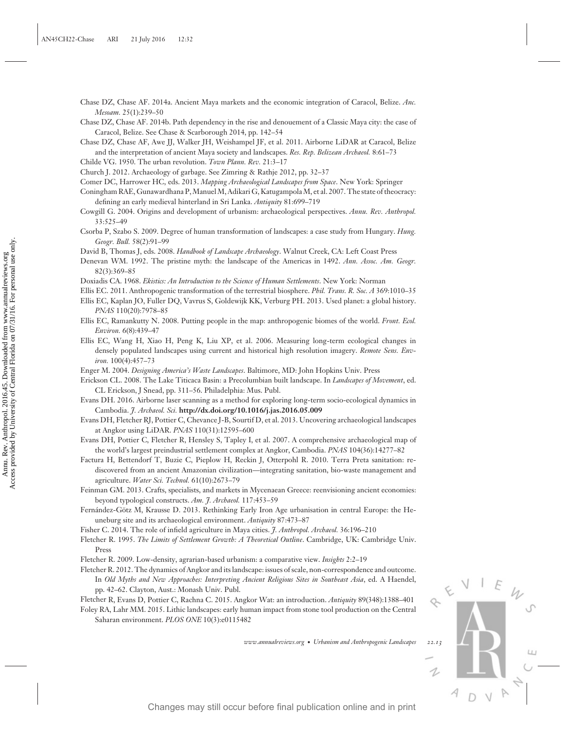Chase DZ, Chase AF. 2014a. Ancient Maya markets and the economic integration of Caracol, Belize. *Anc. Mesoam.* 25(1):239–50

Chase DZ, Chase AF. 2014b. Path dependency in the rise and denouement of a Classic Maya city: the case of Caracol, Belize. See Chase & Scarborough 2014, pp. 142–54

Chase DZ, Chase AF, Awe JJ, Walker JH, Weishampel JF, et al. 2011. Airborne LiDAR at Caracol, Belize and the interpretation of ancient Maya society and landscapes. *Res. Rep. Belizean Archaeol.* 8:61–73

Childe VG. 1950. The urban revolution. *Town Plann. Rev.* 21:3–17

Church J. 2012. Archaeology of garbage. See Zimring & Rathje 2012, pp. 32–37

Comer DC, Harrower HC, eds. 2013. *Mapping Archaeological Landscapes from Space*. New York: Springer

Coningham RAE, Gunawardhana P, Manuel M, Adikari G, Katugampola M, et al. 2007. The state of theocracy: defining an early medieval hinterland in Sri Lanka. *Antiquity* 81:699–719

Cowgill G. 2004. Origins and development of urbanism: archaeological perspectives. *Annu. Rev. Anthropol.* 33:525–49

Csorba P, Szabo S. 2009. Degree of human transformation of landscapes: a case study from Hungary. *Hung. Geogr. Bull.* 58(2):91–99

David B, Thomas J, eds. 2008. *Handbook of Landscape Archaeology*. Walnut Creek, CA: Left Coast Press

Denevan WM. 1992. The pristine myth: the landscape of the Americas in 1492. *Ann. Assoc. Am. Geogr.* 82(3):369–85

Doxiadis CA. 1968. *Ekistics: An Introduction to the Science of Human Settlements*. New York: Norman

Ellis EC. 2011. Anthropogenic transformation of the terrestrial biosphere. *Phil. Trans. R. Soc. A* 369:1010–35

Ellis EC, Kaplan JO, Fuller DQ, Vavrus S, Goldewijk KK, Verburg PH. 2013. Used planet: a global history. *PNAS* 110(20):7978–85

Ellis EC, Ramankutty N. 2008. Putting people in the map: anthropogenic biomes of the world. *Front. Ecol. Environ.* 6(8):439–47

Ellis EC, Wang H, Xiao H, Peng K, Liu XP, et al. 2006. Measuring long-term ecological changes in densely populated landscapes using current and historical high resolution imagery. *Remote Sens. Environ.* 100(4):457–73

Enger M. 2004. *Designing America's Waste Landscapes*. Baltimore, MD: John Hopkins Univ. Press

Erickson CL. 2008. The Lake Titicaca Basin: a Precolumbian built landscape. In *Landscapes of Movement*, ed. CL Erickson, J Snead, pp. 311–56. Philadelphia: Mus. Publ.

Evans DH. 2016. Airborne laser scanning as a method for exploring long-term socio-ecological dynamics in Cambodia. *J. Archaeol. Sci.* **http://dx.doi.org/10.1016/j.jas.2016.05.009**

Evans DH, Fletcher RJ, Pottier C, Chevance J-B, Sourtif D, et al. 2013. Uncovering archaeological landscapes at Angkor using LiDAR. *PNAS* 110(31):12595–600

Evans DH, Pottier C, Fletcher R, Hensley S, Tapley I, et al. 2007. A comprehensive archaeological map of the world's largest preindustrial settlement complex at Angkor, Cambodia. *PNAS* 104(36):14277–82

Factura H, Bettendorf T, Buzie C, Pieplow H, Reckin J, Otterpohl R. 2010. Terra Preta sanitation: re-discovered from an ancient Amazonian civilization—integrating sanitation, bio-waste management and agriculture. *Water Sci. Technol.* 61(10):2673–79

Feinman GM. 2013. Crafts, specialists, and markets in Mycenaean Greece: reenvisioning ancient economies: beyond typological constructs. *Am. J. Archaeol.* 117:453–59

Fernández-Götz M, Krausse D. 2013. Rethinking Early Iron Age urbanisation in central Europe: the Heuneburg site and its archaeological environment. *Antiquity* 87:473–87

Fisher C. 2014. The role of infield agriculture in Maya cities. *J. Anthropol. Archaeol.* 36:196–210

Fletcher R. 1995. *The Limits of Settlement Growth: A Theoretical Outline*. Cambridge, UK: Cambridge Univ. Press

Fletcher R. 2009. Low-density, agrarian-based urbanism: a comparative view. *Insights* 2:2–19

Fletcher R. 2012. The dynamics of Angkor and its landscape: issues of scale, non-correspondence and outcome. In *Old Myths and New Approaches: Interpreting Ancient Religious Sites in Southeast Asia*, ed. A Haendel, pp. 42–62. Clayton, Aust.: Monash Univ. Publ.

Fletcher R, Evans D, Pottier C, Rachna C. 2015. Angkor Wat: an introduction. *Antiquity* 89(348):1388–401

Foley RA, Lahr MM. 2015. Lithic landscapes: early human impact from stone tool production on the Central Saharan environment. *PLOS ONE* 10(3):e0115482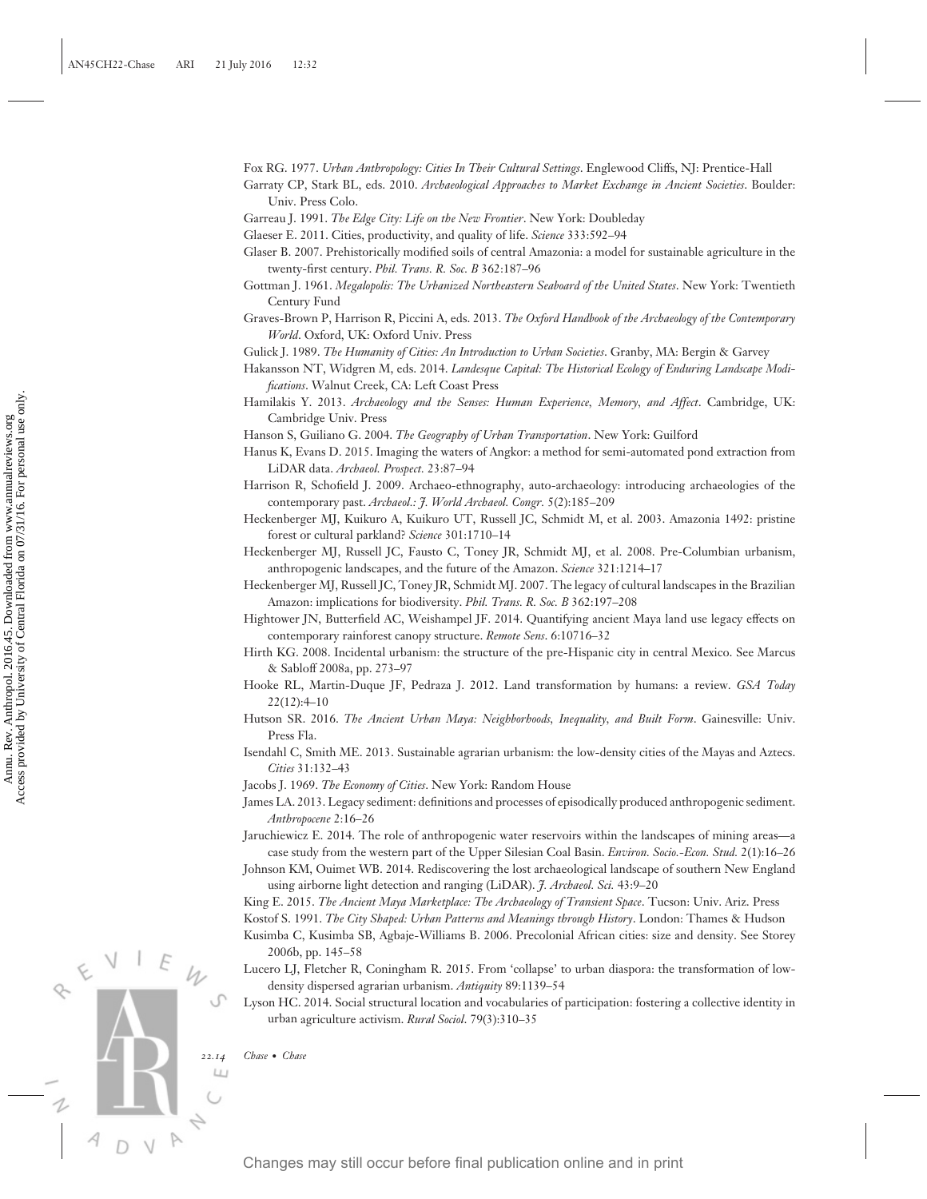Fox RG. 1977. *Urban Anthropology: Cities In Their Cultural Settings*. Englewood Cliffs, NJ: Prentice-Hall

Garraty CP, Stark BL, eds. 2010. *Archaeological Approaches to Market Exchange in Ancient Societies*. Boulder: Univ. Press Colo.

Garreau J. 1991. *The Edge City: Life on the New Frontier*. New York: Doubleday

Glaeser E. 2011. Cities, productivity, and quality of life. *Science* 333:592–94

Glaser B. 2007. Prehistorically modified soils of central Amazonia: a model for sustainable agriculture in the twenty-first century. *Phil. Trans. R. Soc. B* 362:187–96

Gottman J. 1961. *Megalopolis: The Urbanized Northeastern Seaboard of the United States*. New York: Twentieth Century Fund

Graves-Brown P, Harrison R, Piccini A, eds. 2013. *The Oxford Handbook of the Archaeology of the Contemporary World*. Oxford, UK: Oxford Univ. Press

Gulick J. 1989. *The Humanity of Cities: An Introduction to Urban Societies*. Granby, MA: Bergin & Garvey

Hakansson NT, Widgren M, eds. 2014. *Landesque Capital: The Historical Ecology of Enduring Landscape Modifications*. Walnut Creek, CA: Left Coast Press

Hamilakis Y. 2013. *Archaeology and the Senses: Human Experience, Memory, and Affect*. Cambridge, UK: Cambridge Univ. Press

Hanson S, Guiliano G. 2004. *The Geography of Urban Transportation*. New York: Guilford

Hanus K, Evans D. 2015. Imaging the waters of Angkor: a method for semi-automated pond extraction from LiDAR data. *Archaeol. Prospect.* 23:87–94

Harrison R, Schofield J. 2009. Archaeo-ethnography, auto-archaeology: introducing archaeologies of the contemporary past. *Archaeol.: J. World Archaeol. Congr.* 5(2):185–209

Heckenberger MJ, Kuikuro A, Kuikuro UT, Russell JC, Schmidt M, et al. 2003. Amazonia 1492: pristine forest or cultural parkland? *Science* 301:1710–14

Heckenberger MJ, Russell JC, Fausto C, Toney JR, Schmidt MJ, et al. 2008. Pre-Columbian urbanism, anthropogenic landscapes, and the future of the Amazon. *Science* 321:1214–17

Heckenberger MJ, Russell JC, Toney JR, Schmidt MJ. 2007. The legacy of cultural landscapes in the Brazilian Amazon: implications for biodiversity. *Phil. Trans. R. Soc. B* 362:197–208

Hightower JN, Butterfield AC, Weishampel JF. 2014. Quantifying ancient Maya land use legacy effects on contemporary rainforest canopy structure. *Remote Sens.* 6:10716–32

Hirth KG. 2008. Incidental urbanism: the structure of the pre-Hispanic city in central Mexico. See Marcus & Sabloff 2008a, pp. 273–97

Hooke RL, Martin-Duque JF, Pedraza J. 2012. Land transformation by humans: a review. *GSA Today* 22(12):4–10

Hutson SR. 2016. *The Ancient Urban Maya: Neighborhoods, Inequality, and Built Form*. Gainesville: Univ. Press Fla.

Isendahl C, Smith ME. 2013. Sustainable agrarian urbanism: the low-density cities of the Mayas and Aztecs. *Cities* 31:132–43

Jacobs J. 1969. *The Economy of Cities*. New York: Random House

James LA. 2013. Legacy sediment: definitions and processes of episodically produced anthropogenic sediment. *Anthropocene* 2:16–26

Jaruchiewicz E. 2014. The role of anthropogenic water reservoirs within the landscapes of mining areas—a case study from the western part of the Upper Silesian Coal Basin. *Environ. Socio.-Econ. Stud.* 2(1):16–26

Johnson KM, Ouimet WB. 2014. Rediscovering the lost archaeological landscape of southern New England using airborne light detection and ranging (LiDAR). *J. Archaeol. Sci.* 43:9–20

King E. 2015. *The Ancient Maya Marketplace: The Archaeology of Transient Space*. Tucson: Univ. Ariz. Press

Kostof S. 1991. *The City Shaped: Urban Patterns and Meanings through History*. London: Thames & Hudson

Kusimba C, Kusimba SB, Agbaje-Williams B. 2006. Precolonial African cities: size and density. See Storey 2006b, pp. 145–58

Lucero LJ, Fletcher R, Coningham R. 2015. From 'collapse' to urban diaspora: the transformation of low-density dispersed agrarian urbanism. *Antiquity* 89:1139–54

Lyson HC. 2014. Social structural location and vocabularies of participation: fostering a collective identity in urban agriculture activism. *Rural Sociol.* 79(3):310–35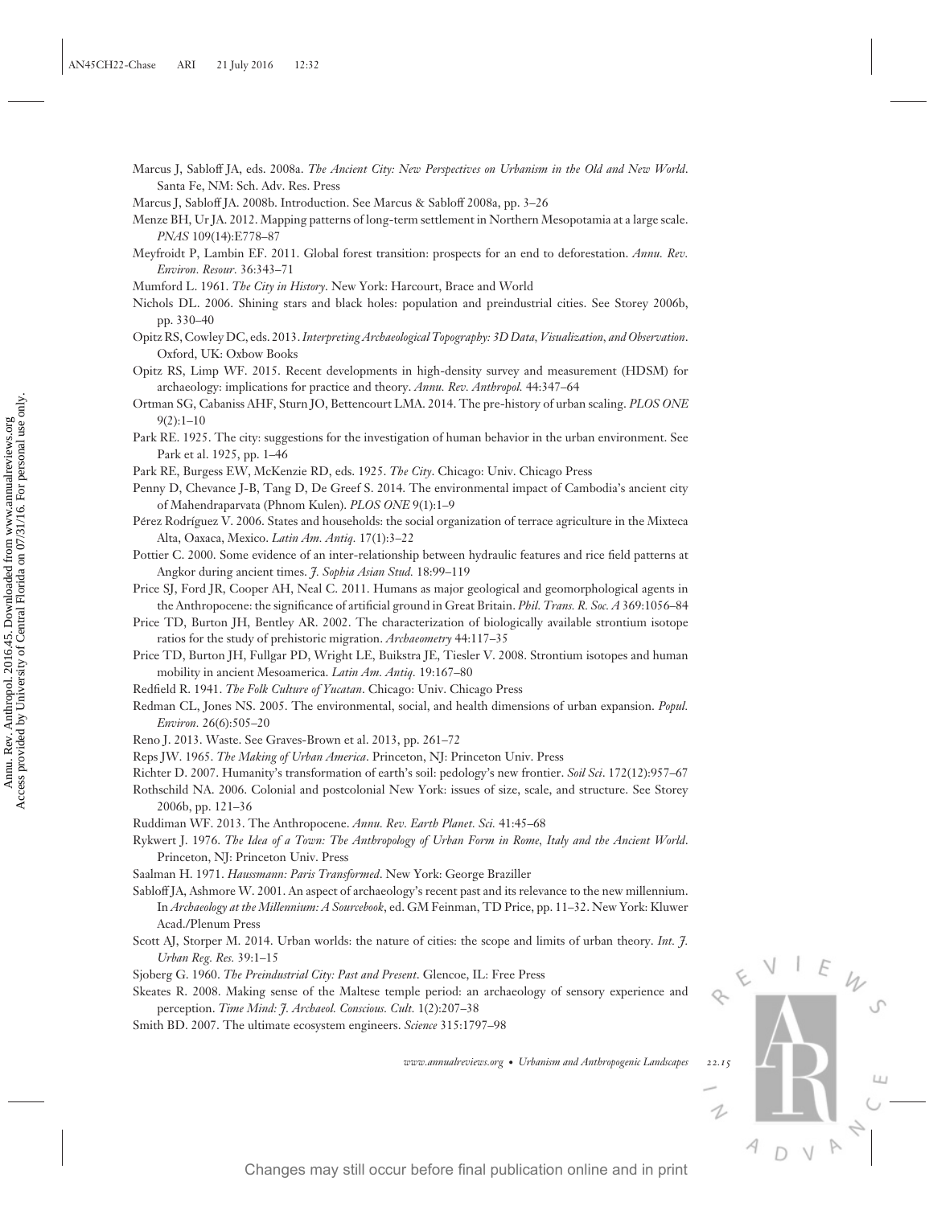Marcus J, Sabloff JA, eds. 2008a. *The Ancient City: New Perspectives on Urbanism in the Old and New World*. Santa Fe, NM: Sch. Adv. Res. Press

Marcus J, Sabloff JA. 2008b. Introduction. See Marcus & Sabloff 2008a, pp. 3–26

Menze BH, Ur JA. 2012. Mapping patterns of long-term settlement in Northern Mesopotamia at a large scale. *PNAS* 109(14):E778–87

Meyfroidt P, Lambin EF. 2011. Global forest transition: prospects for an end to deforestation. *Annu. Rev. Environ. Resour.* 36:343–71

Mumford L. 1961. *The City in History*. New York: Harcourt, Brace and World

Nichols DL. 2006. Shining stars and black holes: population and preindustrial cities. See Storey 2006b, pp. 330–40

Opitz RS, Cowley DC, eds. 2013. *Interpreting Archaeological Topography: 3D Data, Visualization, and Observation*. Oxford, UK: Oxbow Books

Opitz RS, Limp WF. 2015. Recent developments in high-density survey and measurement (HDSM) for archaeology: implications for practice and theory. *Annu. Rev. Anthropol.* 44:347–64

Ortman SG, Cabaniss AHF, Sturn JO, Bettencourt LMA. 2014. The pre-history of urban scaling. *PLOS ONE* 9(2):1–10

Park RE. 1925. The city: suggestions for the investigation of human behavior in the urban environment. See Park et al. 1925, pp. 1–46

Park RE, Burgess EW, McKenzie RD, eds. 1925. *The City*. Chicago: Univ. Chicago Press

Penny D, Chevance J-B, Tang D, De Greef S. 2014. The environmental impact of Cambodia's ancient city of Mahendraparvata (Phnom Kulen). *PLOS ONE* 9(1):1–9

Pérez Rodríguez V. 2006. States and households: the social organization of terrace agriculture in the Mixteca Alta, Oaxaca, Mexico. *Latin Am. Antiq.* 17(1):3–22

Pottier C. 2000. Some evidence of an inter-relationship between hydraulic features and rice field patterns at Angkor during ancient times. *J. Sophia Asian Stud.* 18:99–119

Price SJ, Ford JR, Cooper AH, Neal C. 2011. Humans as major geological and geomorphological agents in the Anthropocene: the significance of artificial ground in Great Britain. *Phil. Trans. R. Soc. A* 369:1056–84

Price TD, Burton JH, Bentley AR. 2002. The characterization of biologically available strontium isotope ratios for the study of prehistoric migration. *Archaeometry* 44:117–35

Price TD, Burton JH, Fullgar PD, Wright LE, Buikstra JE, Tiesler V. 2008. Strontium isotopes and human mobility in ancient Mesoamerica. *Latin Am. Antiq.* 19:167–80

Redfield R. 1941. *The Folk Culture of Yucatan*. Chicago: Univ. Chicago Press

Redman CL, Jones NS. 2005. The environmental, social, and health dimensions of urban expansion. *Popul. Environ.* 26(6):505–20

Reno J. 2013. Waste. See Graves-Brown et al. 2013, pp. 261–72

Reps JW. 1965. *The Making of Urban America*. Princeton, NJ: Princeton Univ. Press

Richter D. 2007. Humanity's transformation of earth's soil: pedology's new frontier. *Soil Sci*. 172(12):957–67

Rothschild NA. 2006. Colonial and postcolonial New York: issues of size, scale, and structure. See Storey 2006b, pp. 121–36

Ruddiman WF. 2013. The Anthropocene. *Annu. Rev. Earth Planet. Sci.* 41:45–68

Rykwert J. 1976. *The Idea of a Town: The Anthropology of Urban Form in Rome, Italy and the Ancient World*. Princeton, NJ: Princeton Univ. Press

Saalman H. 1971. *Haussmann: Paris Transformed*. New York: George Braziller

Sabloff JA, Ashmore W. 2001. An aspect of archaeology's recent past and its relevance to the new millennium. In *Archaeology at the Millennium: A Sourcebook*, ed. GM Feinman, TD Price, pp. 11–32. New York: Kluwer Acad./Plenum Press

Scott AJ, Storper M. 2014. Urban worlds: the nature of cities: the scope and limits of urban theory. *Int. J. Urban Reg. Res.* 39:1–15

Sjoberg G. 1960. *The Preindustrial City: Past and Present*. Glencoe, IL: Free Press

Skeates R. 2008. Making sense of the Maltese temple period: an archaeology of sensory experience and perception. *Time Mind: J. Archaeol. Conscious. Cult.* 1(2):207–38

Smith BD. 2007. The ultimate ecosystem engineers. *Science* 315:1797–98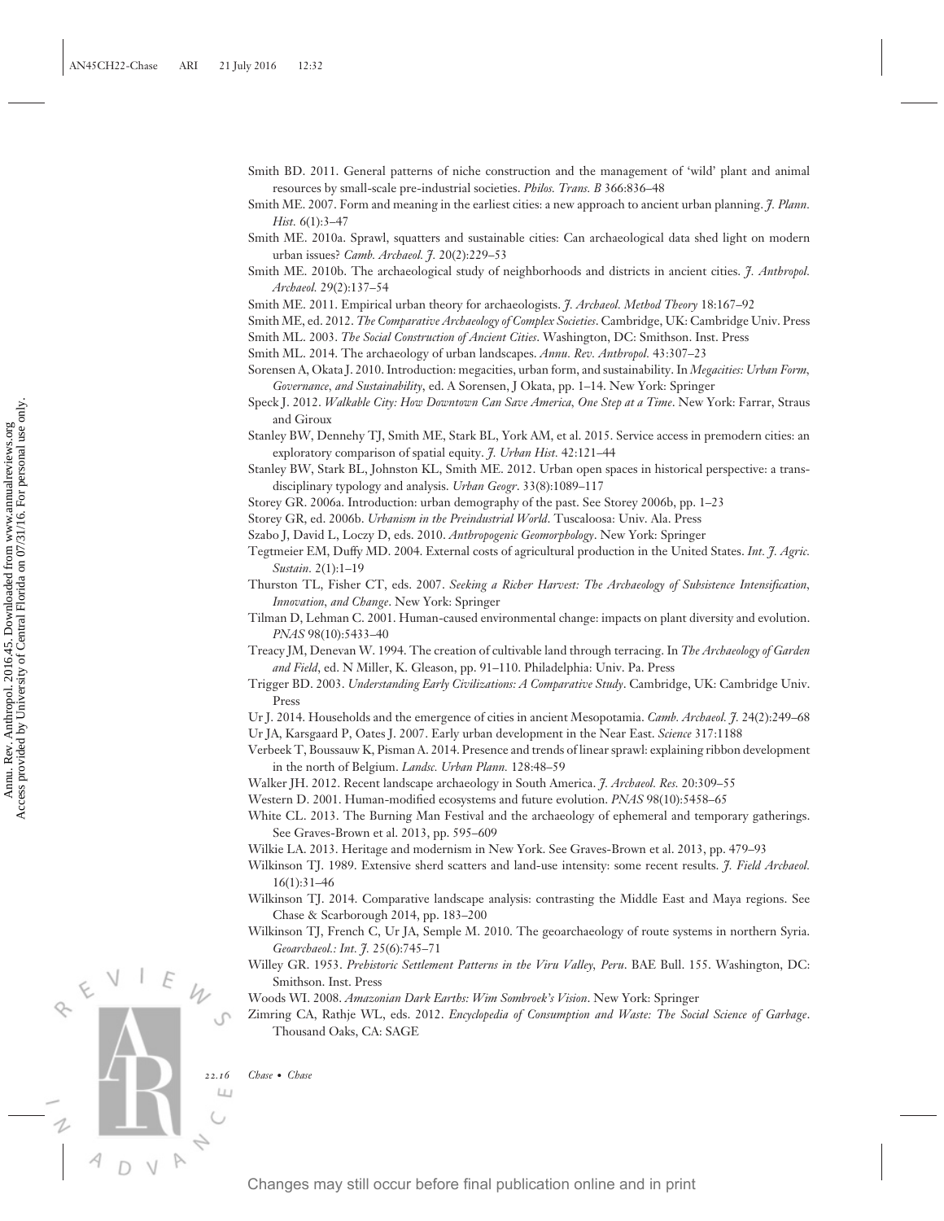Smith BD. 2011. General patterns of niche construction and the management of 'wild' plant and animal resources by small-scale pre-industrial societies. *Philos. Trans. B* 366:836–48

Smith ME. 2007. Form and meaning in the earliest cities: a new approach to ancient urban planning. *J. Plann. Hist.* 6(1):3–47

Smith ME. 2010a. Sprawl, squatters and sustainable cities: Can archaeological data shed light on modern urban issues? *Camb. Archaeol. J.* 20(2):229–53

Smith ME. 2010b. The archaeological study of neighborhoods and districts in ancient cities. *J. Anthropol. Archaeol.* 29(2):137–54

Smith ME. 2011. Empirical urban theory for archaeologists. *J. Archaeol. Method Theory* 18:167–92

Smith ME, ed. 2012. *The Comparative Archaeology of Complex Societies*. Cambridge, UK: Cambridge Univ. Press

Smith ML. 2003. *The Social Construction of Ancient Cities*. Washington, DC: Smithson. Inst. Press

Smith ML. 2014. The archaeology of urban landscapes. *Annu. Rev. Anthropol.* 43:307–23

Sorensen A, Okata J. 2010. Introduction: megacities, urban form, and sustainability. In *Megacities: Urban Form, Governance, and Sustainability*, ed. A Sorensen, J Okata, pp. 1–14. New York: Springer

Speck J. 2012. *Walkable City: How Downtown Can Save America, One Step at a Time*. New York: Farrar, Straus and Giroux

Stanley BW, Dennehy TJ, Smith ME, Stark BL, York AM, et al. 2015. Service access in premodern cities: an exploratory comparison of spatial equity. *J. Urban Hist.* 42:121–44

Stanley BW, Stark BL, Johnston KL, Smith ME. 2012. Urban open spaces in historical perspective: a transdisciplinary typology and analysis. *Urban Geogr.* 33(8):1089–117

Storey GR. 2006a. Introduction: urban demography of the past. See Storey 2006b, pp. 1–23

Storey GR, ed. 2006b. *Urbanism in the Preindustrial World*. Tuscaloosa: Univ. Ala. Press

Szabo J, David L, Loczy D, eds. 2010. *Anthropogenic Geomorphology*. New York: Springer

Tegtmeier EM, Duffy MD. 2004. External costs of agricultural production in the United States. *Int. J. Agric. Sustain.* 2(1):1–19

Thurston TL, Fisher CT, eds. 2007. *Seeking a Richer Harvest: The Archaeology of Subsistence Intensification, Innovation, and Change*. New York: Springer

Tilman D, Lehman C. 2001. Human-caused environmental change: impacts on plant diversity and evolution. *PNAS* 98(10):5433–40

Treacy JM, Denevan W. 1994. The creation of cultivable land through terracing. In *The Archaeology of Garden and Field*, ed. N Miller, K. Gleason, pp. 91–110. Philadelphia: Univ. Pa. Press

Trigger BD. 2003. *Understanding Early Civilizations: A Comparative Study*. Cambridge, UK: Cambridge Univ. Press

Ur J. 2014. Households and the emergence of cities in ancient Mesopotamia. *Camb. Archaeol. J.* 24(2):249–68

Ur JA, Karsgaard P, Oates J. 2007. Early urban development in the Near East. *Science* 317:1188

Verbeek T, Boussauw K, Pisman A. 2014. Presence and trends of linear sprawl: explaining ribbon development in the north of Belgium. *Landsc. Urban Plann.* 128:48–59

Walker JH. 2012. Recent landscape archaeology in South America. *J. Archaeol. Res.* 20:309–55

Western D. 2001. Human-modified ecosystems and future evolution. *PNAS* 98(10):5458–65

White CL. 2013. The Burning Man Festival and the archaeology of ephemeral and temporary gatherings. See Graves-Brown et al. 2013, pp. 595–609

Wilkie LA. 2013. Heritage and modernism in New York. See Graves-Brown et al. 2013, pp. 479–93

Wilkinson TJ. 1989. Extensive sherd scatters and land-use intensity: some recent results. *J. Field Archaeol.* 16(1):31–46

Wilkinson TJ. 2014. Comparative landscape analysis: contrasting the Middle East and Maya regions. See Chase & Scarborough 2014, pp. 183–200

Wilkinson TJ, French C, Ur JA, Semple M. 2010. The geoarchaeology of route systems in northern Syria. *Geoarchaeol.: Int. J.* 25(6):745–71

Willey GR. 1953. *Prehistoric Settlement Patterns in the Viru Valley, Peru*. BAE Bull. 155. Washington, DC: Smithson. Inst. Press

Woods WI. 2008. *Amazonian Dark Earths: Wim Sombroek's Vision*. New York: Springer

Zimring CA, Rathje WL, eds. 2012. *Encyclopedia of Consumption and Waste: The Social Science of Garbage*. Thousand Oaks, CA: SAGE